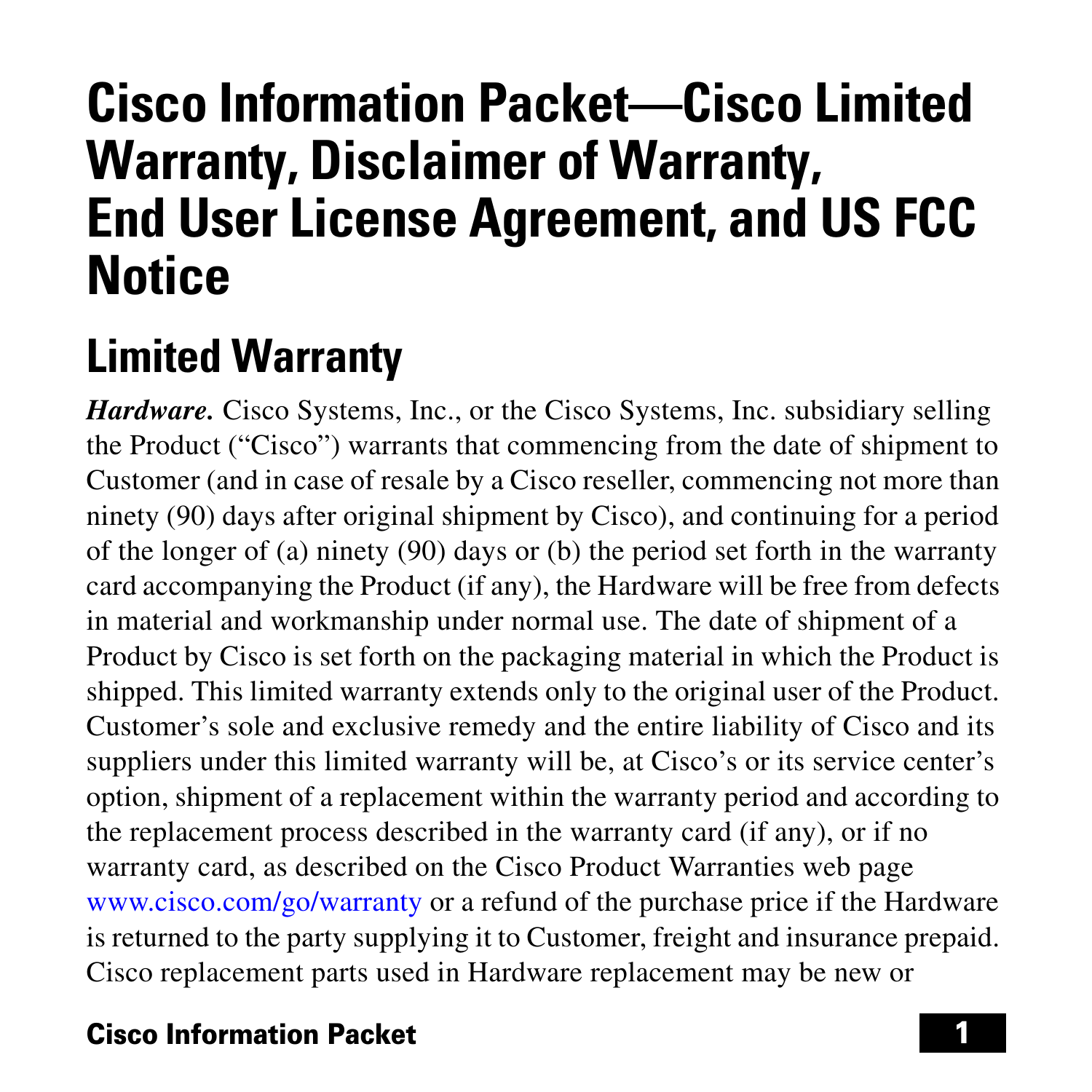# Cisco Information Packet—Cisco Limited Warranty, Disclaimer of Warranty, End User License Agreement, and US FCC Notice

## Limited Warranty

***Hardware.*** Cisco Systems, Inc., or the Cisco Systems, Inc. subsidiary selling the Product ("Cisco") warrants that commencing from the date of shipment to Customer (and in case of resale by a Cisco reseller, commencing not more than ninety (90) days after original shipment by Cisco), and continuing for a period of the longer of (a) ninety (90) days or (b) the period set forth in the warranty card accompanying the Product (if any), the Hardware will be free from defects in material and workmanship under normal use. The date of shipment of a Product by Cisco is set forth on the packaging material in which the Product is shipped. This limited warranty extends only to the original user of the Product. Customer's sole and exclusive remedy and the entire liability of Cisco and its suppliers under this limited warranty will be, at Cisco's or its service center's option, shipment of a replacement within the warranty period and according to the replacement process described in the warranty card (if any), or if no warranty card, as described on the Cisco Product Warranties web page www.cisco.com/go/warranty or a refund of the purchase price if the Hardware is returned to the party supplying it to Customer, freight and insurance prepaid. Cisco replacement parts used in Hardware replacement may be new or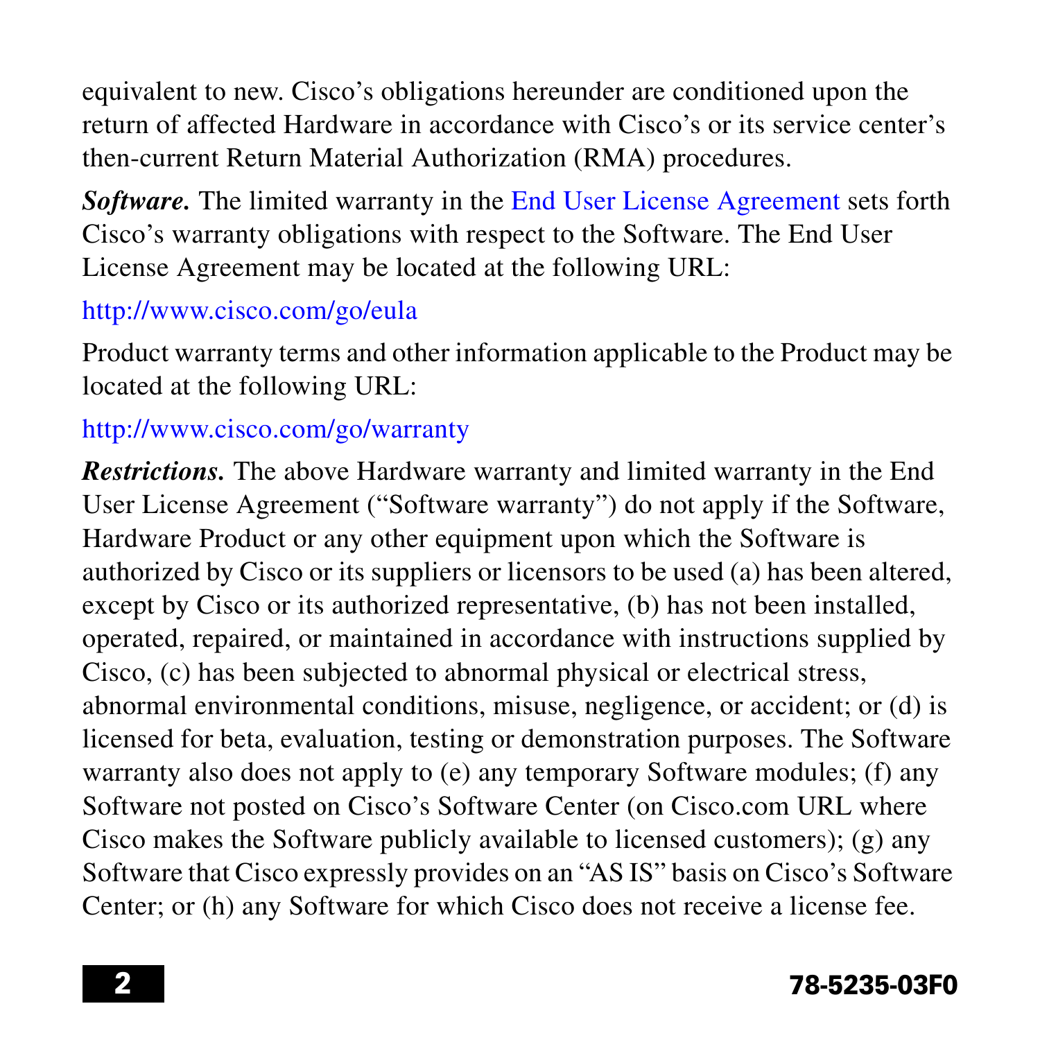equivalent to new. Cisco's obligations hereunder are conditioned upon the return of affected Hardware in accordance with Cisco's or its service center's then-current Return Material Authorization (RMA) procedures.

***Software.*** The limited warranty in the End User License Agreement sets forth Cisco's warranty obligations with respect to the Software. The End User License Agreement may be located at the following URL:

http://www.cisco.com/go/eula

Product warranty terms and other information applicable to the Product may be located at the following URL:

http://www.cisco.com/go/warranty

***Restrictions.*** The above Hardware warranty and limited warranty in the End User License Agreement ("Software warranty") do not apply if the Software, Hardware Product or any other equipment upon which the Software is authorized by Cisco or its suppliers or licensors to be used (a) has been altered, except by Cisco or its authorized representative, (b) has not been installed, operated, repaired, or maintained in accordance with instructions supplied by Cisco, (c) has been subjected to abnormal physical or electrical stress, abnormal environmental conditions, misuse, negligence, or accident; or (d) is licensed for beta, evaluation, testing or demonstration purposes. The Software warranty also does not apply to (e) any temporary Software modules; (f) any Software not posted on Cisco's Software Center (on Cisco.com URL where Cisco makes the Software publicly available to licensed customers); (g) any Software that Cisco expressly provides on an "AS IS" basis on Cisco's Software Center; or (h) any Software for which Cisco does not receive a license fee.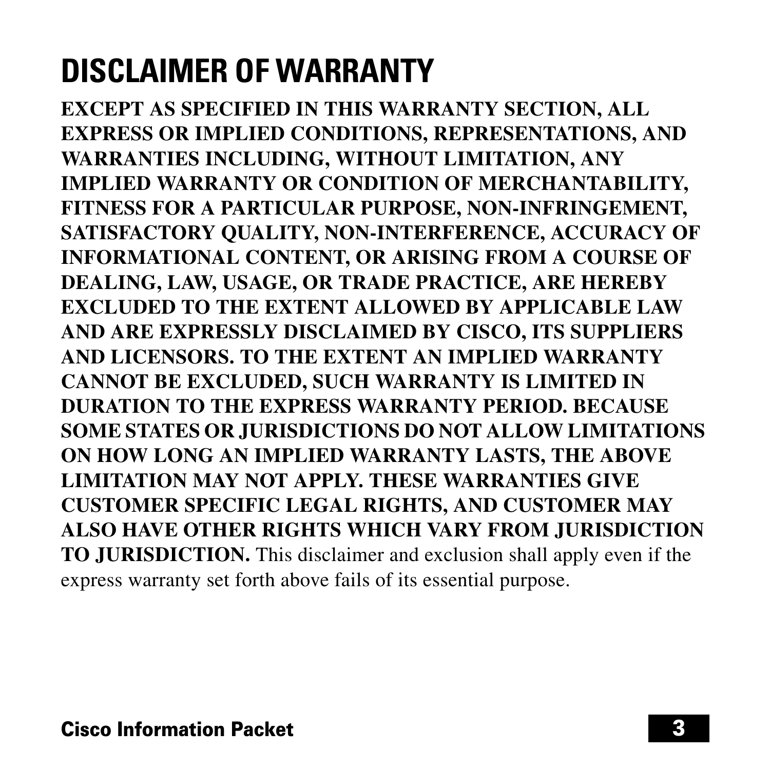# DISCLAIMER OF WARRANTY

**EXCEPT AS SPECIFIED IN THIS WARRANTY SECTION, ALL EXPRESS OR IMPLIED CONDITIONS, REPRESENTATIONS, AND WARRANTIES INCLUDING, WITHOUT LIMITATION, ANY IMPLIED WARRANTY OR CONDITION OF MERCHANTABILITY, FITNESS FOR A PARTICULAR PURPOSE, NON-INFRINGEMENT, SATISFACTORY QUALITY, NON-INTERFERENCE, ACCURACY OF INFORMATIONAL CONTENT, OR ARISING FROM A COURSE OF DEALING, LAW, USAGE, OR TRADE PRACTICE, ARE HEREBY EXCLUDED TO THE EXTENT ALLOWED BY APPLICABLE LAW AND ARE EXPRESSLY DISCLAIMED BY CISCO, ITS SUPPLIERS AND LICENSORS. TO THE EXTENT AN IMPLIED WARRANTY CANNOT BE EXCLUDED, SUCH WARRANTY IS LIMITED IN DURATION TO THE EXPRESS WARRANTY PERIOD. BECAUSE SOME STATES OR JURISDICTIONS DO NOT ALLOW LIMITATIONS ON HOW LONG AN IMPLIED WARRANTY LASTS, THE ABOVE LIMITATION MAY NOT APPLY. THESE WARRANTIES GIVE CUSTOMER SPECIFIC LEGAL RIGHTS, AND CUSTOMER MAY ALSO HAVE OTHER RIGHTS WHICH VARY FROM JURISDICTION TO JURISDICTION.** This disclaimer and exclusion shall apply even if the express warranty set forth above fails of its essential purpose.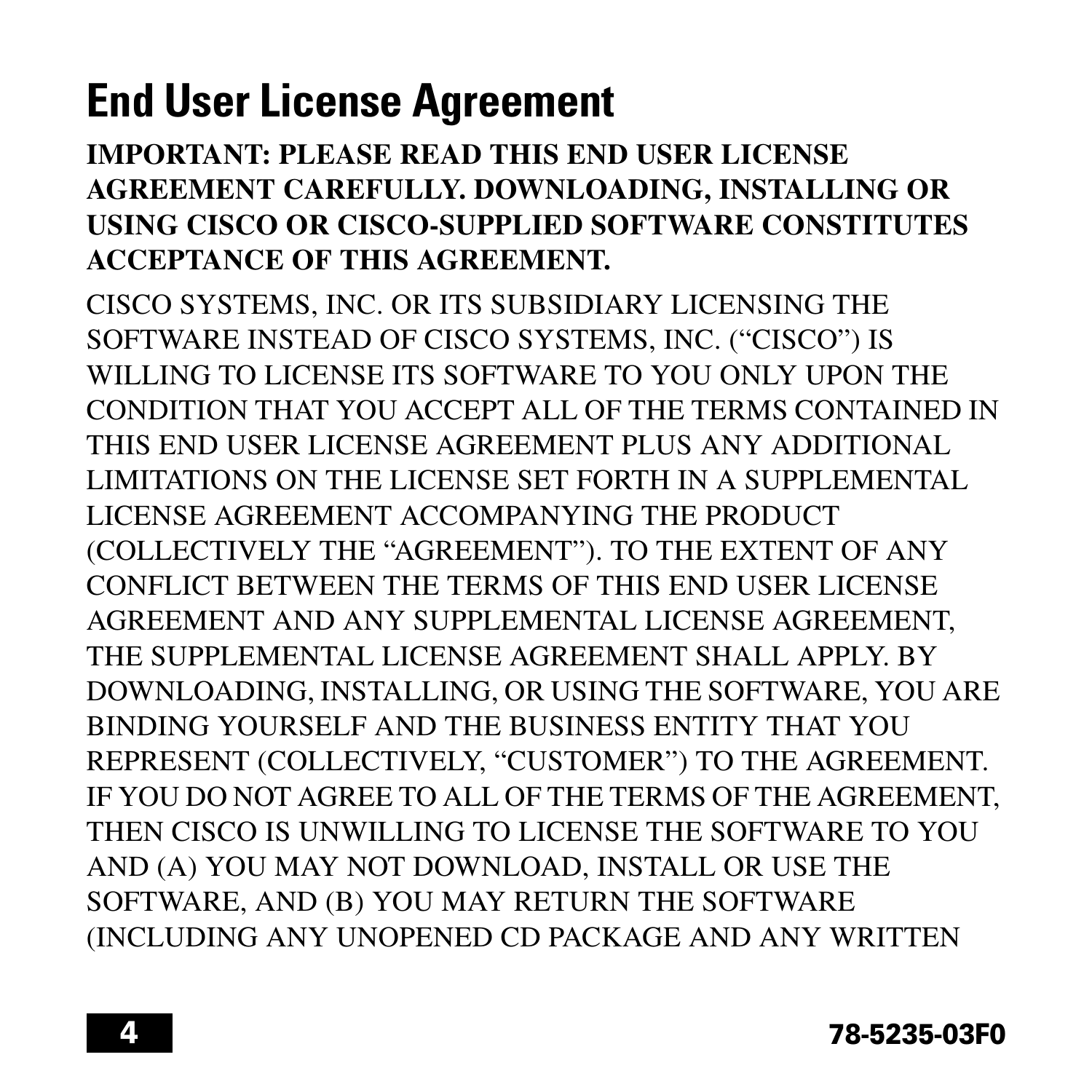# End User License Agreement

**IMPORTANT: PLEASE READ THIS END USER LICENSE AGREEMENT CAREFULLY. DOWNLOADING, INSTALLING OR USING CISCO OR CISCO-SUPPLIED SOFTWARE CONSTITUTES ACCEPTANCE OF THIS AGREEMENT.**

CISCO SYSTEMS, INC. OR ITS SUBSIDIARY LICENSING THE SOFTWARE INSTEAD OF CISCO SYSTEMS, INC. ("CISCO") IS WILLING TO LICENSE ITS SOFTWARE TO YOU ONLY UPON THE CONDITION THAT YOU ACCEPT ALL OF THE TERMS CONTAINED IN THIS END USER LICENSE AGREEMENT PLUS ANY ADDITIONAL LIMITATIONS ON THE LICENSE SET FORTH IN A SUPPLEMENTAL LICENSE AGREEMENT ACCOMPANYING THE PRODUCT (COLLECTIVELY THE "AGREEMENT"). TO THE EXTENT OF ANY CONFLICT BETWEEN THE TERMS OF THIS END USER LICENSE AGREEMENT AND ANY SUPPLEMENTAL LICENSE AGREEMENT, THE SUPPLEMENTAL LICENSE AGREEMENT SHALL APPLY. BY DOWNLOADING, INSTALLING, OR USING THE SOFTWARE, YOU ARE BINDING YOURSELF AND THE BUSINESS ENTITY THAT YOU REPRESENT (COLLECTIVELY, "CUSTOMER") TO THE AGREEMENT. IF YOU DO NOT AGREE TO ALL OF THE TERMS OF THE AGREEMENT, THEN CISCO IS UNWILLING TO LICENSE THE SOFTWARE TO YOU AND (A) YOU MAY NOT DOWNLOAD, INSTALL OR USE THE SOFTWARE, AND (B) YOU MAY RETURN THE SOFTWARE (INCLUDING ANY UNOPENED CD PACKAGE AND ANY WRITTEN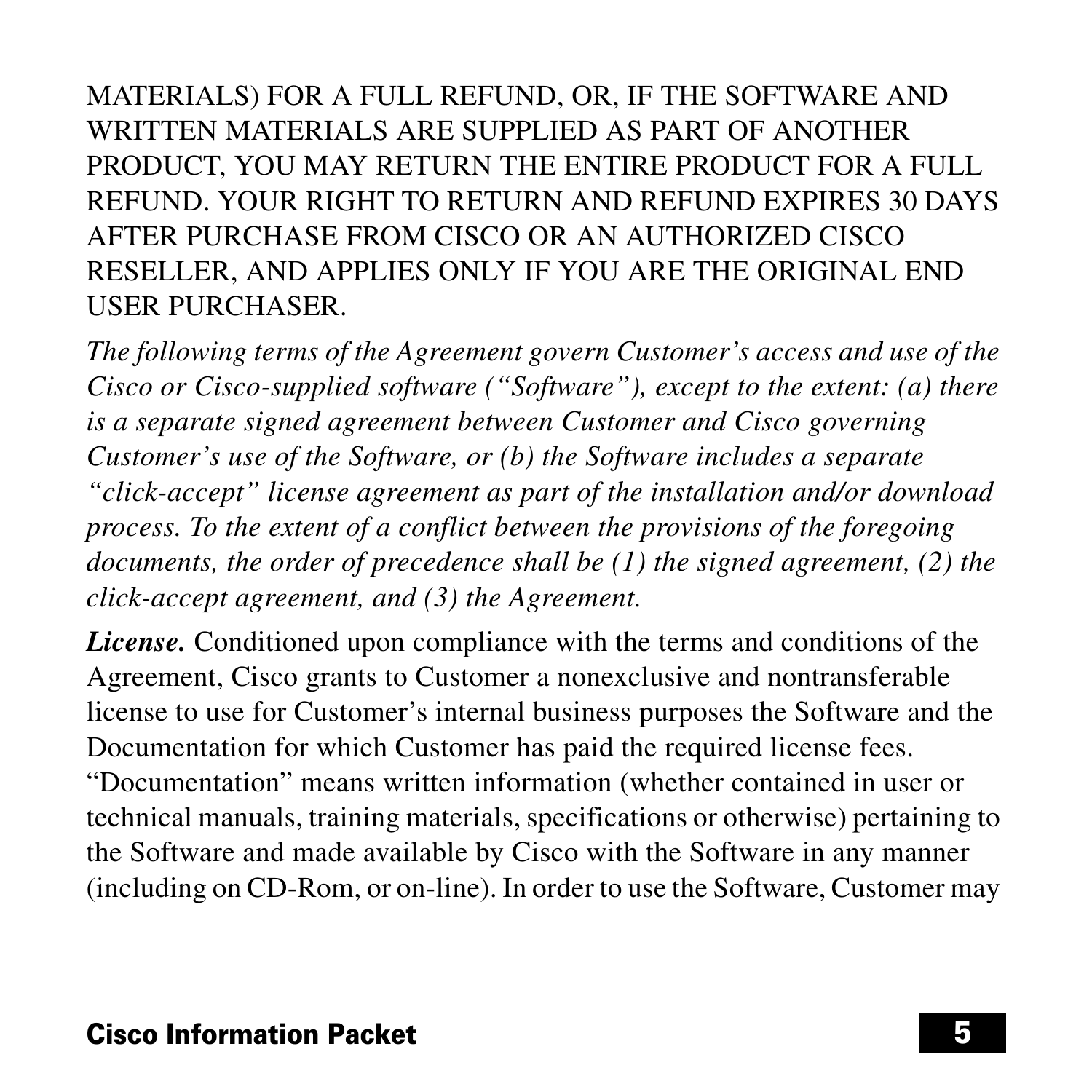MATERIALS) FOR A FULL REFUND, OR, IF THE SOFTWARE AND WRITTEN MATERIALS ARE SUPPLIED AS PART OF ANOTHER PRODUCT, YOU MAY RETURN THE ENTIRE PRODUCT FOR A FULL REFUND. YOUR RIGHT TO RETURN AND REFUND EXPIRES 30 DAYS AFTER PURCHASE FROM CISCO OR AN AUTHORIZED CISCO RESELLER, AND APPLIES ONLY IF YOU ARE THE ORIGINAL END USER PURCHASER.

*The following terms of the Agreement govern Customer's access and use of the Cisco or Cisco-supplied software ("Software"), except to the extent: (a) there is a separate signed agreement between Customer and Cisco governing Customer's use of the Software, or (b) the Software includes a separate "click-accept" license agreement as part of the installation and/or download process. To the extent of a conflict between the provisions of the foregoing documents, the order of precedence shall be (1) the signed agreement, (2) the click-accept agreement, and (3) the Agreement.*

***License.*** Conditioned upon compliance with the terms and conditions of the Agreement, Cisco grants to Customer a nonexclusive and nontransferable license to use for Customer's internal business purposes the Software and the Documentation for which Customer has paid the required license fees. "Documentation" means written information (whether contained in user or technical manuals, training materials, specifications or otherwise) pertaining to the Software and made available by Cisco with the Software in any manner (including on CD-Rom, or on-line). In order to use the Software, Customer may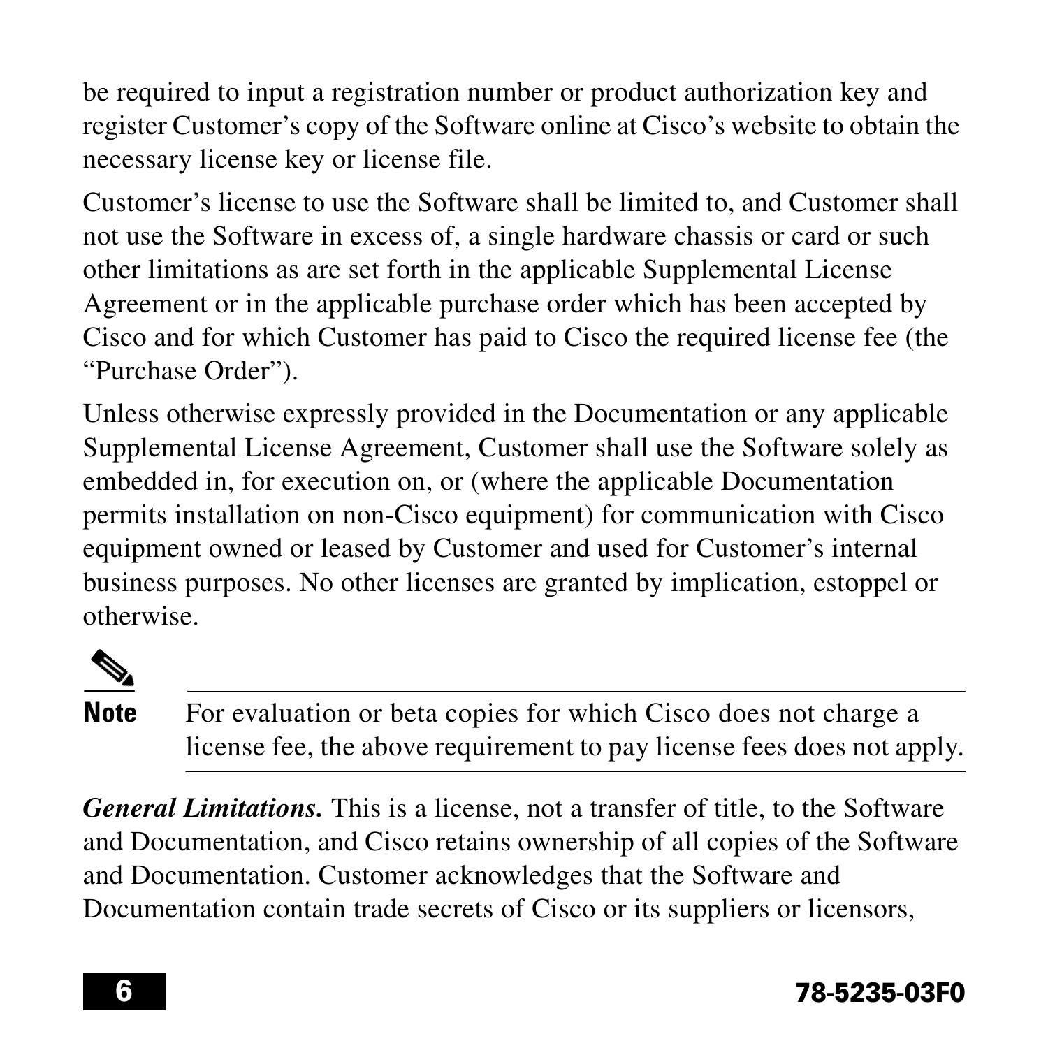be required to input a registration number or product authorization key and register Customer's copy of the Software online at Cisco's website to obtain the necessary license key or license file.

Customer's license to use the Software shall be limited to, and Customer shall not use the Software in excess of, a single hardware chassis or card or such other limitations as are set forth in the applicable Supplemental License Agreement or in the applicable purchase order which has been accepted by Cisco and for which Customer has paid to Cisco the required license fee (the "Purchase Order").

Unless otherwise expressly provided in the Documentation or any applicable Supplemental License Agreement, Customer shall use the Software solely as embedded in, for execution on, or (where the applicable Documentation permits installation on non-Cisco equipment) for communication with Cisco equipment owned or leased by Customer and used for Customer's internal business purposes. No other licenses are granted by implication, estoppel or otherwise.

**Note** For evaluation or beta copies for which Cisco does not charge a license fee, the above requirement to pay license fees does not apply.

***General Limitations.*** This is a license, not a transfer of title, to the Software and Documentation, and Cisco retains ownership of all copies of the Software and Documentation. Customer acknowledges that the Software and Documentation contain trade secrets of Cisco or its suppliers or licensors,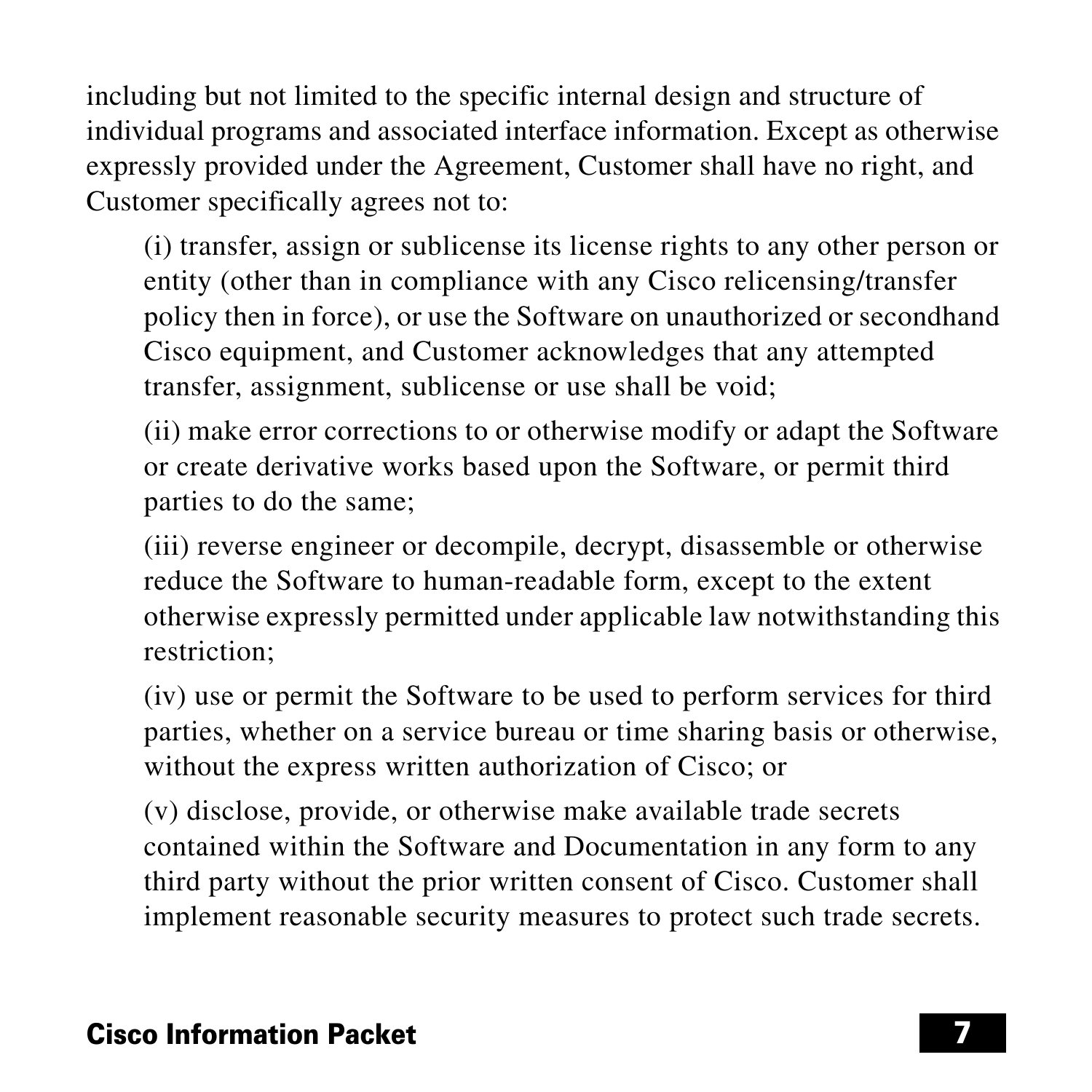including but not limited to the specific internal design and structure of individual programs and associated interface information. Except as otherwise expressly provided under the Agreement, Customer shall have no right, and Customer specifically agrees not to:

(i) transfer, assign or sublicense its license rights to any other person or entity (other than in compliance with any Cisco relicensing/transfer policy then in force), or use the Software on unauthorized or secondhand Cisco equipment, and Customer acknowledges that any attempted transfer, assignment, sublicense or use shall be void;

(ii) make error corrections to or otherwise modify or adapt the Software or create derivative works based upon the Software, or permit third parties to do the same;

(iii) reverse engineer or decompile, decrypt, disassemble or otherwise reduce the Software to human-readable form, except to the extent otherwise expressly permitted under applicable law notwithstanding this restriction;

(iv) use or permit the Software to be used to perform services for third parties, whether on a service bureau or time sharing basis or otherwise, without the express written authorization of Cisco; or

(v) disclose, provide, or otherwise make available trade secrets contained within the Software and Documentation in any form to any third party without the prior written consent of Cisco. Customer shall implement reasonable security measures to protect such trade secrets.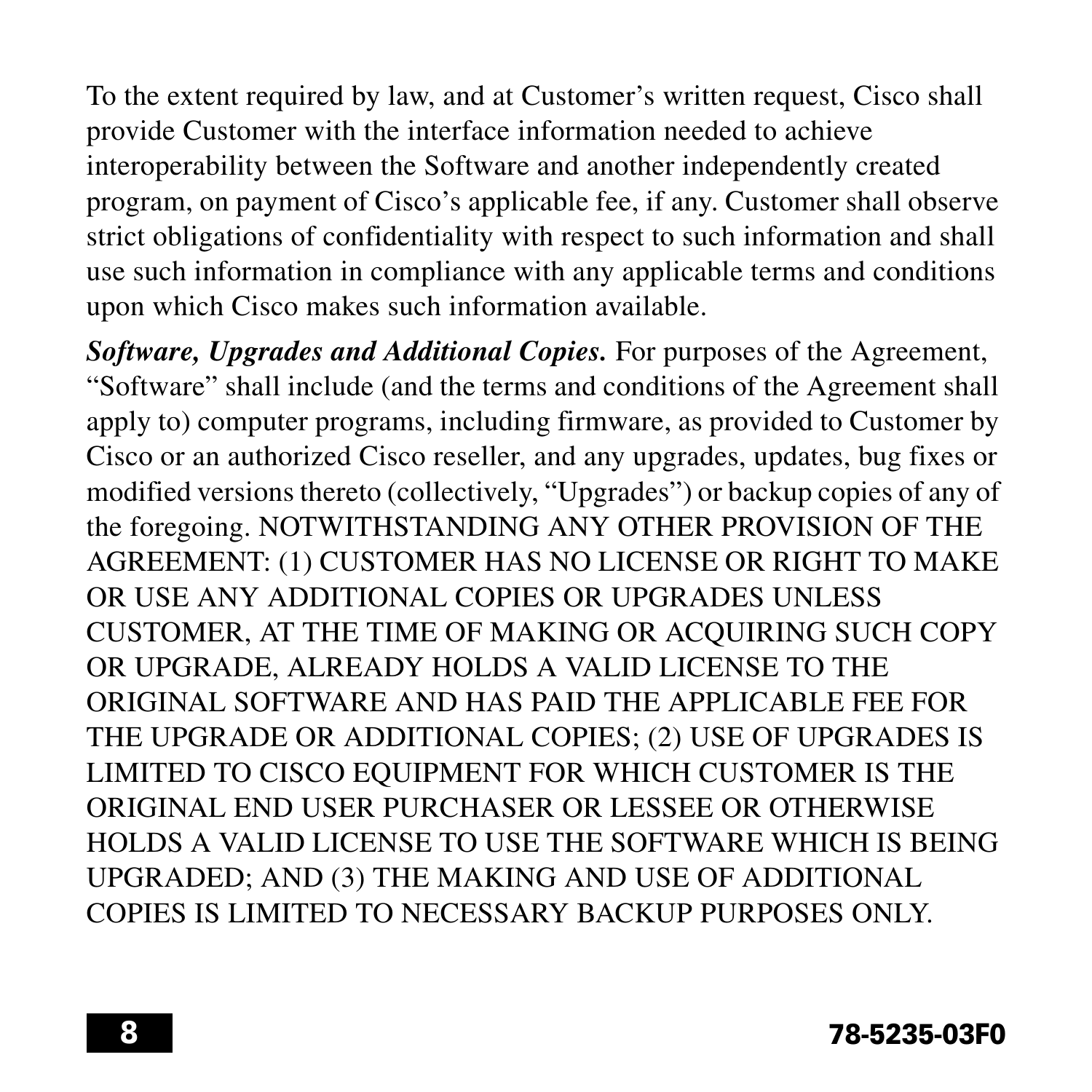To the extent required by law, and at Customer's written request, Cisco shall provide Customer with the interface information needed to achieve interoperability between the Software and another independently created program, on payment of Cisco's applicable fee, if any. Customer shall observe strict obligations of confidentiality with respect to such information and shall use such information in compliance with any applicable terms and conditions upon which Cisco makes such information available.

***Software, Upgrades and Additional Copies.*** For purposes of the Agreement, "Software" shall include (and the terms and conditions of the Agreement shall apply to) computer programs, including firmware, as provided to Customer by Cisco or an authorized Cisco reseller, and any upgrades, updates, bug fixes or modified versions thereto (collectively, "Upgrades") or backup copies of any of the foregoing. NOTWITHSTANDING ANY OTHER PROVISION OF THE AGREEMENT: (1) CUSTOMER HAS NO LICENSE OR RIGHT TO MAKE OR USE ANY ADDITIONAL COPIES OR UPGRADES UNLESS CUSTOMER, AT THE TIME OF MAKING OR ACQUIRING SUCH COPY OR UPGRADE, ALREADY HOLDS A VALID LICENSE TO THE ORIGINAL SOFTWARE AND HAS PAID THE APPLICABLE FEE FOR THE UPGRADE OR ADDITIONAL COPIES; (2) USE OF UPGRADES IS LIMITED TO CISCO EQUIPMENT FOR WHICH CUSTOMER IS THE ORIGINAL END USER PURCHASER OR LESSEE OR OTHERWISE HOLDS A VALID LICENSE TO USE THE SOFTWARE WHICH IS BEING UPGRADED; AND (3) THE MAKING AND USE OF ADDITIONAL COPIES IS LIMITED TO NECESSARY BACKUP PURPOSES ONLY.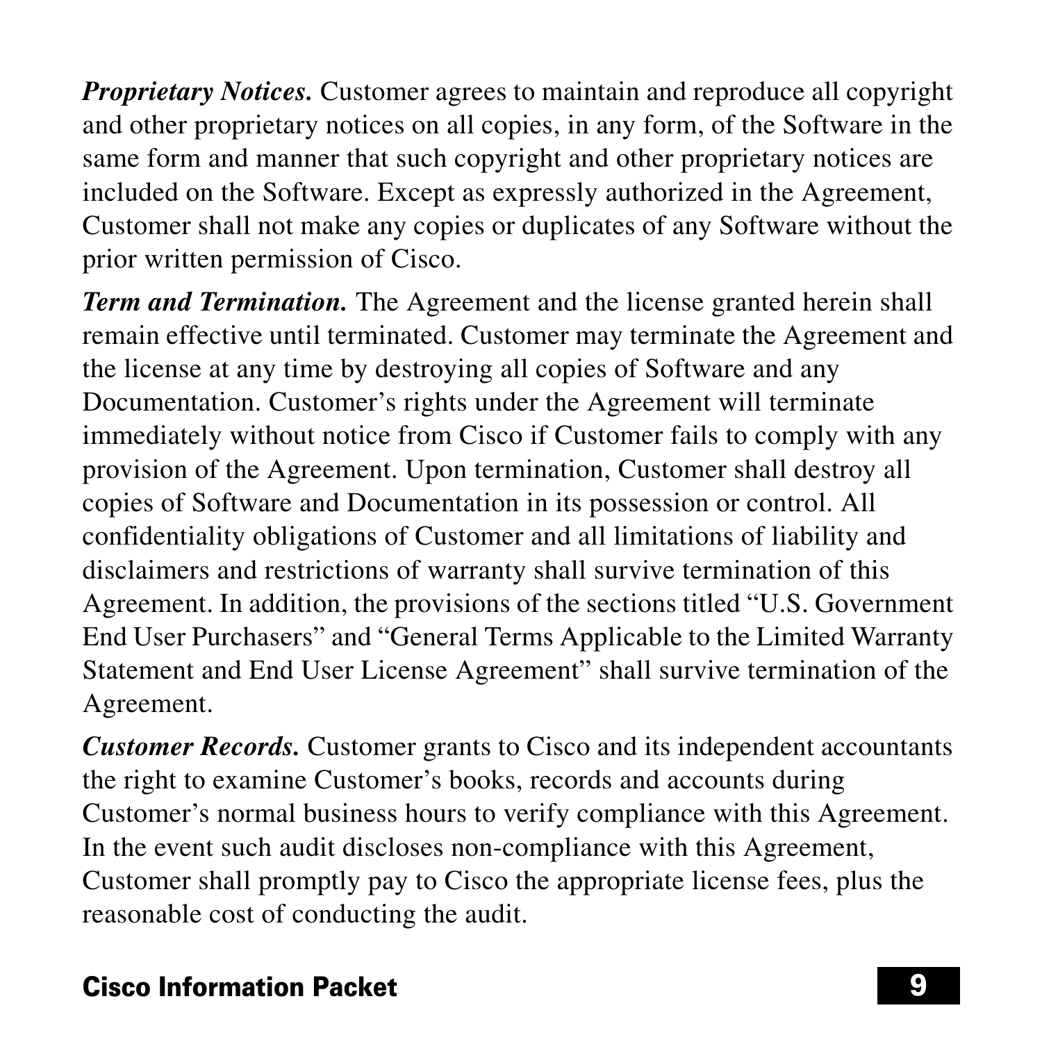***Proprietary Notices.*** Customer agrees to maintain and reproduce all copyright and other proprietary notices on all copies, in any form, of the Software in the same form and manner that such copyright and other proprietary notices are included on the Software. Except as expressly authorized in the Agreement, Customer shall not make any copies or duplicates of any Software without the prior written permission of Cisco.

***Term and Termination.*** The Agreement and the license granted herein shall remain effective until terminated. Customer may terminate the Agreement and the license at any time by destroying all copies of Software and any Documentation. Customer's rights under the Agreement will terminate immediately without notice from Cisco if Customer fails to comply with any provision of the Agreement. Upon termination, Customer shall destroy all copies of Software and Documentation in its possession or control. All confidentiality obligations of Customer and all limitations of liability and disclaimers and restrictions of warranty shall survive termination of this Agreement. In addition, the provisions of the sections titled "U.S. Government End User Purchasers" and "General Terms Applicable to the Limited Warranty Statement and End User License Agreement" shall survive termination of the Agreement.

***Customer Records.*** Customer grants to Cisco and its independent accountants the right to examine Customer's books, records and accounts during Customer's normal business hours to verify compliance with this Agreement. In the event such audit discloses non-compliance with this Agreement, Customer shall promptly pay to Cisco the appropriate license fees, plus the reasonable cost of conducting the audit.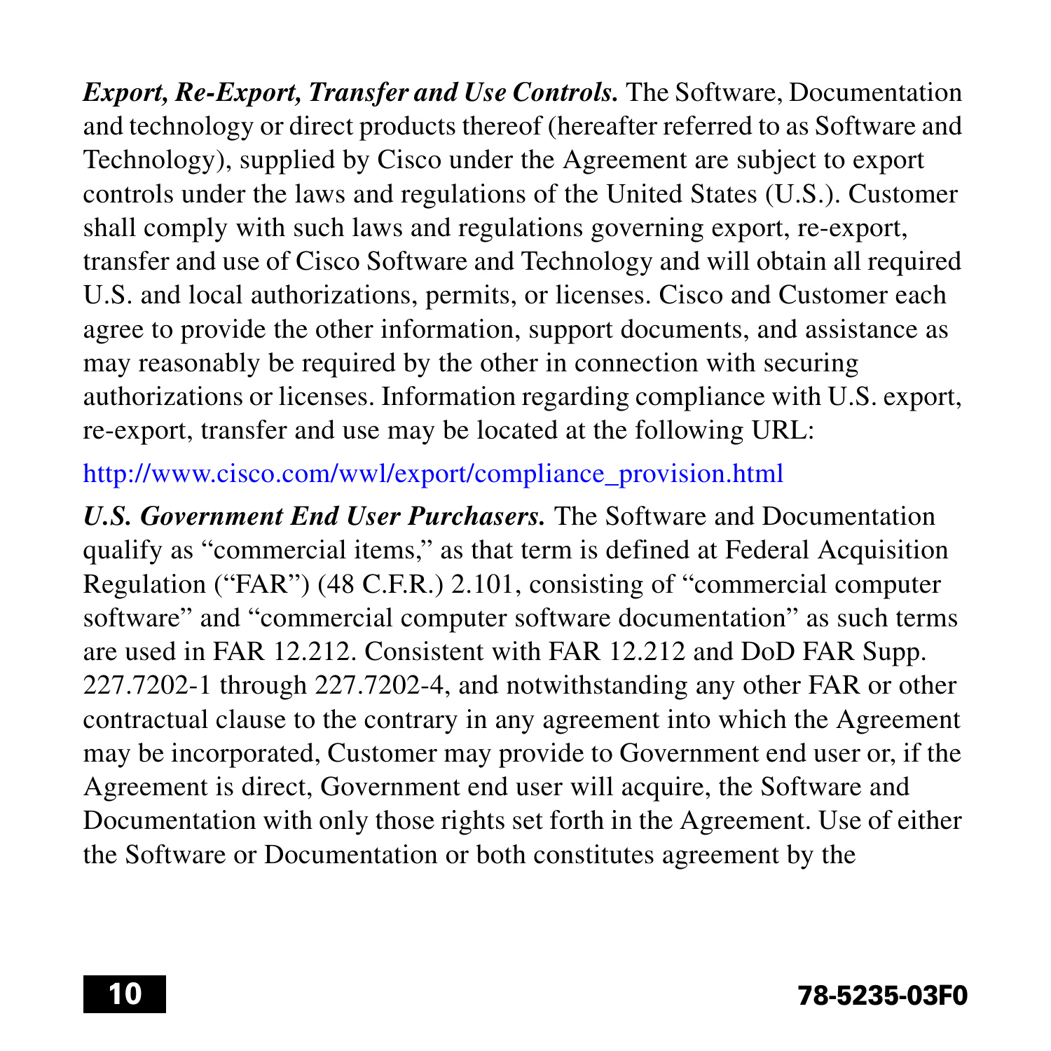***Export, Re-Export, Transfer and Use Controls.*** The Software, Documentation and technology or direct products thereof (hereafter referred to as Software and Technology), supplied by Cisco under the Agreement are subject to export controls under the laws and regulations of the United States (U.S.). Customer shall comply with such laws and regulations governing export, re-export, transfer and use of Cisco Software and Technology and will obtain all required U.S. and local authorizations, permits, or licenses. Cisco and Customer each agree to provide the other information, support documents, and assistance as may reasonably be required by the other in connection with securing authorizations or licenses. Information regarding compliance with U.S. export, re-export, transfer and use may be located at the following URL:

http://www.cisco.com/wwl/export/compliance_provision.html

***U.S. Government End User Purchasers.*** The Software and Documentation qualify as "commercial items," as that term is defined at Federal Acquisition Regulation ("FAR") (48 C.F.R.) 2.101, consisting of "commercial computer software" and "commercial computer software documentation" as such terms are used in FAR 12.212. Consistent with FAR 12.212 and DoD FAR Supp. 227.7202-1 through 227.7202-4, and notwithstanding any other FAR or other contractual clause to the contrary in any agreement into which the Agreement may be incorporated, Customer may provide to Government end user or, if the Agreement is direct, Government end user will acquire, the Software and Documentation with only those rights set forth in the Agreement. Use of either the Software or Documentation or both constitutes agreement by the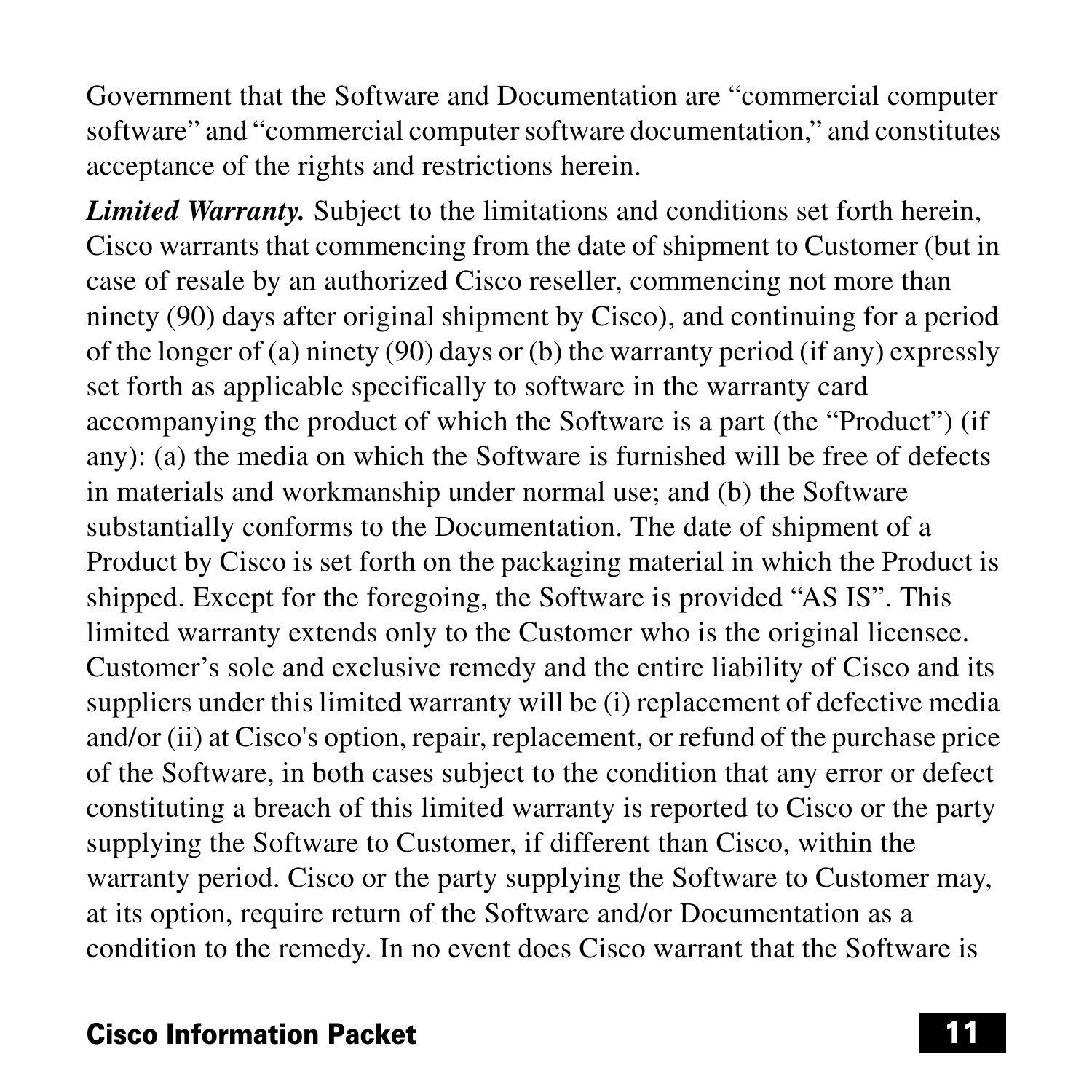Government that the Software and Documentation are "commercial computer software" and "commercial computer software documentation," and constitutes acceptance of the rights and restrictions herein.

***Limited Warranty.*** Subject to the limitations and conditions set forth herein, Cisco warrants that commencing from the date of shipment to Customer (but in case of resale by an authorized Cisco reseller, commencing not more than ninety (90) days after original shipment by Cisco), and continuing for a period of the longer of (a) ninety (90) days or (b) the warranty period (if any) expressly set forth as applicable specifically to software in the warranty card accompanying the product of which the Software is a part (the "Product") (if any): (a) the media on which the Software is furnished will be free of defects in materials and workmanship under normal use; and (b) the Software substantially conforms to the Documentation. The date of shipment of a Product by Cisco is set forth on the packaging material in which the Product is shipped. Except for the foregoing, the Software is provided "AS IS". This limited warranty extends only to the Customer who is the original licensee. Customer's sole and exclusive remedy and the entire liability of Cisco and its suppliers under this limited warranty will be (i) replacement of defective media and/or (ii) at Cisco's option, repair, replacement, or refund of the purchase price of the Software, in both cases subject to the condition that any error or defect constituting a breach of this limited warranty is reported to Cisco or the party supplying the Software to Customer, if different than Cisco, within the warranty period. Cisco or the party supplying the Software to Customer may, at its option, require return of the Software and/or Documentation as a condition to the remedy. In no event does Cisco warrant that the Software is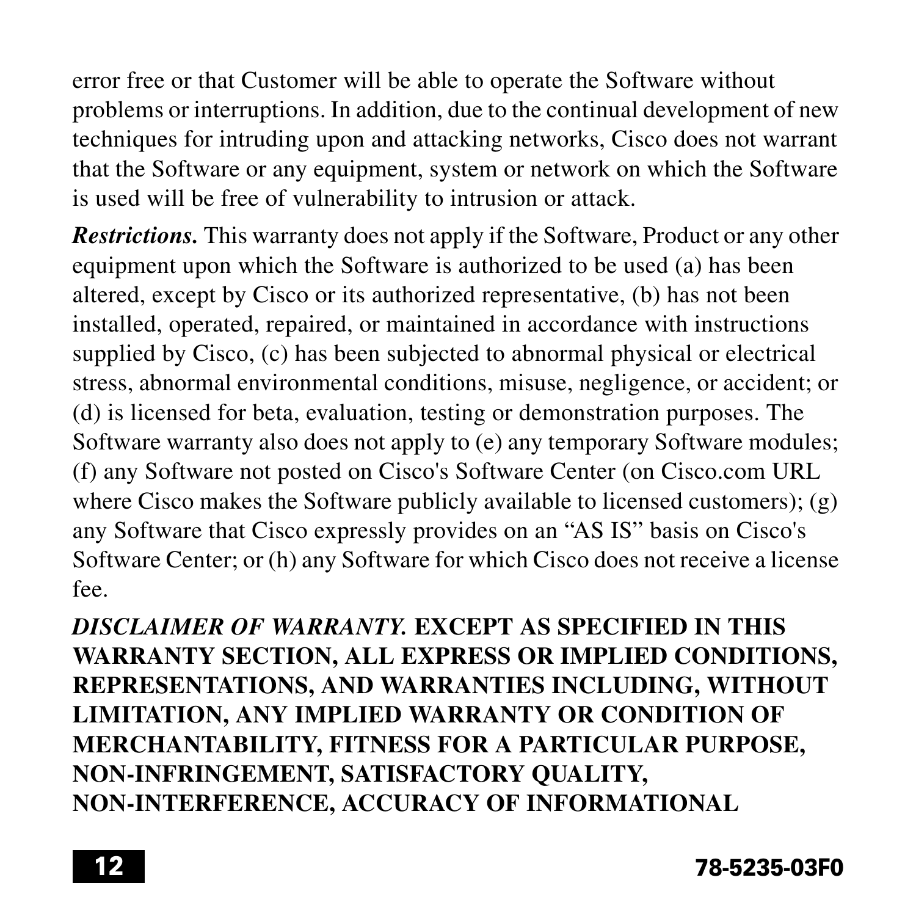error free or that Customer will be able to operate the Software without problems or interruptions. In addition, due to the continual development of new techniques for intruding upon and attacking networks, Cisco does not warrant that the Software or any equipment, system or network on which the Software is used will be free of vulnerability to intrusion or attack.

***Restrictions.*** This warranty does not apply if the Software, Product or any other equipment upon which the Software is authorized to be used (a) has been altered, except by Cisco or its authorized representative, (b) has not been installed, operated, repaired, or maintained in accordance with instructions supplied by Cisco, (c) has been subjected to abnormal physical or electrical stress, abnormal environmental conditions, misuse, negligence, or accident; or (d) is licensed for beta, evaluation, testing or demonstration purposes. The Software warranty also does not apply to (e) any temporary Software modules; (f) any Software not posted on Cisco's Software Center (on Cisco.com URL where Cisco makes the Software publicly available to licensed customers); (g) any Software that Cisco expressly provides on an "AS IS" basis on Cisco's Software Center; or (h) any Software for which Cisco does not receive a license fee.

***DISCLAIMER OF WARRANTY.*** **EXCEPT AS SPECIFIED IN THIS WARRANTY SECTION, ALL EXPRESS OR IMPLIED CONDITIONS, REPRESENTATIONS, AND WARRANTIES INCLUDING, WITHOUT LIMITATION, ANY IMPLIED WARRANTY OR CONDITION OF MERCHANTABILITY, FITNESS FOR A PARTICULAR PURPOSE, NON-INFRINGEMENT, SATISFACTORY QUALITY, NON-INTERFERENCE, ACCURACY OF INFORMATIONAL**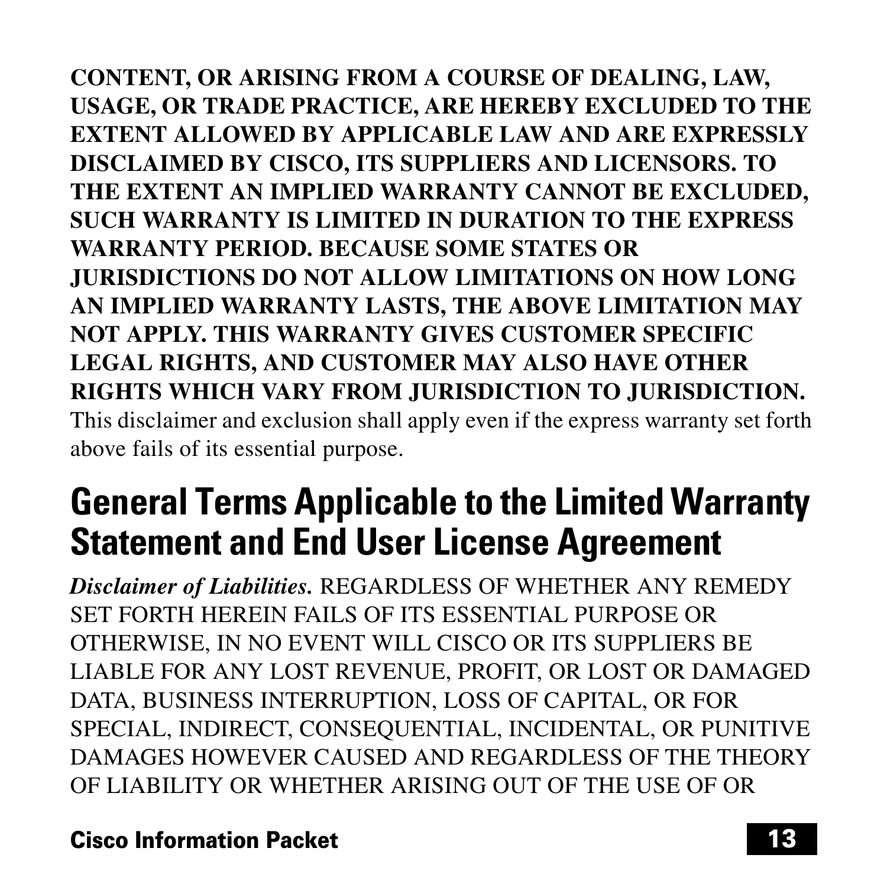**CONTENT, OR ARISING FROM A COURSE OF DEALING, LAW, USAGE, OR TRADE PRACTICE, ARE HEREBY EXCLUDED TO THE EXTENT ALLOWED BY APPLICABLE LAW AND ARE EXPRESSLY DISCLAIMED BY CISCO, ITS SUPPLIERS AND LICENSORS. TO THE EXTENT AN IMPLIED WARRANTY CANNOT BE EXCLUDED, SUCH WARRANTY IS LIMITED IN DURATION TO THE EXPRESS WARRANTY PERIOD. BECAUSE SOME STATES OR JURISDICTIONS DO NOT ALLOW LIMITATIONS ON HOW LONG AN IMPLIED WARRANTY LASTS, THE ABOVE LIMITATION MAY NOT APPLY. THIS WARRANTY GIVES CUSTOMER SPECIFIC LEGAL RIGHTS, AND CUSTOMER MAY ALSO HAVE OTHER RIGHTS WHICH VARY FROM JURISDICTION TO JURISDICTION.** This disclaimer and exclusion shall apply even if the express warranty set forth above fails of its essential purpose.

## General Terms Applicable to the Limited Warranty Statement and End User License Agreement

***Disclaimer of Liabilities.*** REGARDLESS OF WHETHER ANY REMEDY SET FORTH HEREIN FAILS OF ITS ESSENTIAL PURPOSE OR OTHERWISE, IN NO EVENT WILL CISCO OR ITS SUPPLIERS BE LIABLE FOR ANY LOST REVENUE, PROFIT, OR LOST OR DAMAGED DATA, BUSINESS INTERRUPTION, LOSS OF CAPITAL, OR FOR SPECIAL, INDIRECT, CONSEQUENTIAL, INCIDENTAL, OR PUNITIVE DAMAGES HOWEVER CAUSED AND REGARDLESS OF THE THEORY OF LIABILITY OR WHETHER ARISING OUT OF THE USE OF OR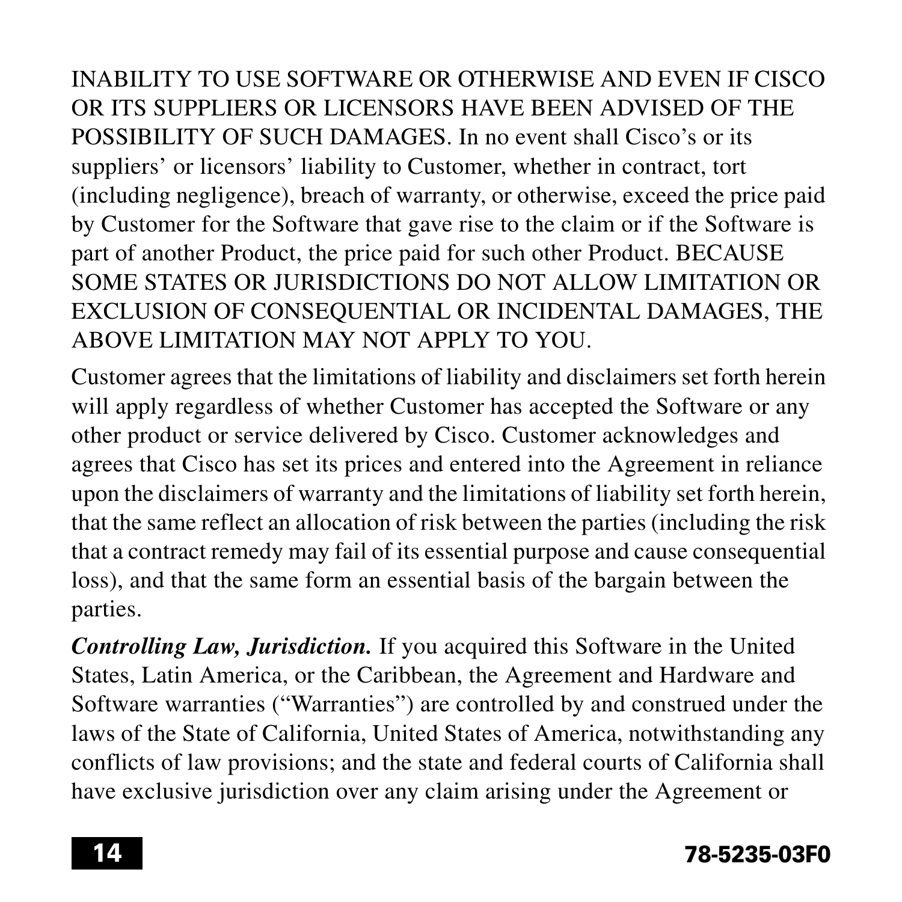INABILITY TO USE SOFTWARE OR OTHERWISE AND EVEN IF CISCO OR ITS SUPPLIERS OR LICENSORS HAVE BEEN ADVISED OF THE POSSIBILITY OF SUCH DAMAGES. In no event shall Cisco's or its suppliers' or licensors' liability to Customer, whether in contract, tort (including negligence), breach of warranty, or otherwise, exceed the price paid by Customer for the Software that gave rise to the claim or if the Software is part of another Product, the price paid for such other Product. BECAUSE SOME STATES OR JURISDICTIONS DO NOT ALLOW LIMITATION OR EXCLUSION OF CONSEQUENTIAL OR INCIDENTAL DAMAGES, THE ABOVE LIMITATION MAY NOT APPLY TO YOU.

Customer agrees that the limitations of liability and disclaimers set forth herein will apply regardless of whether Customer has accepted the Software or any other product or service delivered by Cisco. Customer acknowledges and agrees that Cisco has set its prices and entered into the Agreement in reliance upon the disclaimers of warranty and the limitations of liability set forth herein, that the same reflect an allocation of risk between the parties (including the risk that a contract remedy may fail of its essential purpose and cause consequential loss), and that the same form an essential basis of the bargain between the parties.

***Controlling Law, Jurisdiction.*** If you acquired this Software in the United States, Latin America, or the Caribbean, the Agreement and Hardware and Software warranties ("Warranties") are controlled by and construed under the laws of the State of California, United States of America, notwithstanding any conflicts of law provisions; and the state and federal courts of California shall have exclusive jurisdiction over any claim arising under the Agreement or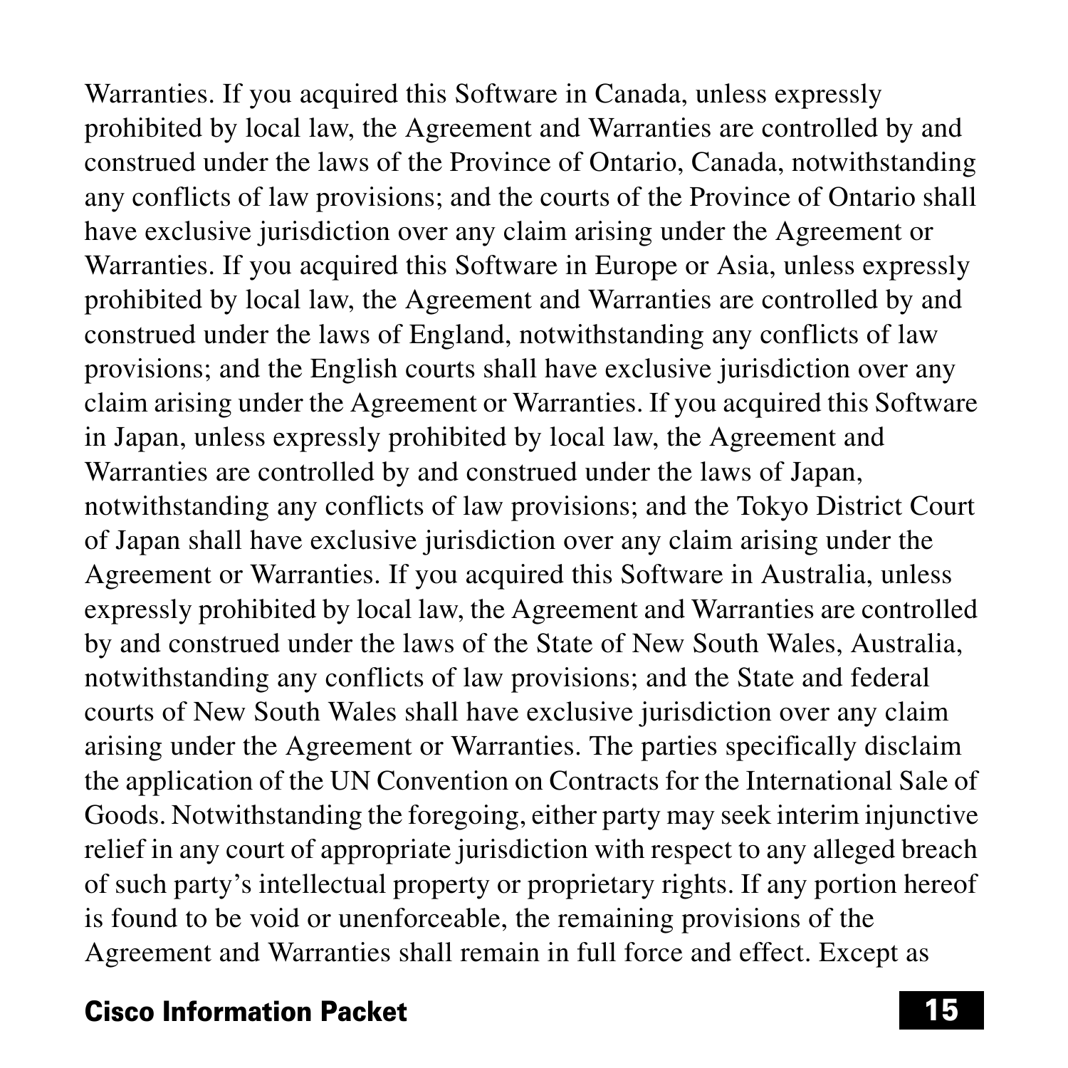Warranties. If you acquired this Software in Canada, unless expressly prohibited by local law, the Agreement and Warranties are controlled by and construed under the laws of the Province of Ontario, Canada, notwithstanding any conflicts of law provisions; and the courts of the Province of Ontario shall have exclusive jurisdiction over any claim arising under the Agreement or Warranties. If you acquired this Software in Europe or Asia, unless expressly prohibited by local law, the Agreement and Warranties are controlled by and construed under the laws of England, notwithstanding any conflicts of law provisions; and the English courts shall have exclusive jurisdiction over any claim arising under the Agreement or Warranties. If you acquired this Software in Japan, unless expressly prohibited by local law, the Agreement and Warranties are controlled by and construed under the laws of Japan, notwithstanding any conflicts of law provisions; and the Tokyo District Court of Japan shall have exclusive jurisdiction over any claim arising under the Agreement or Warranties. If you acquired this Software in Australia, unless expressly prohibited by local law, the Agreement and Warranties are controlled by and construed under the laws of the State of New South Wales, Australia, notwithstanding any conflicts of law provisions; and the State and federal courts of New South Wales shall have exclusive jurisdiction over any claim arising under the Agreement or Warranties. The parties specifically disclaim the application of the UN Convention on Contracts for the International Sale of Goods. Notwithstanding the foregoing, either party may seek interim injunctive relief in any court of appropriate jurisdiction with respect to any alleged breach of such party's intellectual property or proprietary rights. If any portion hereof is found to be void or unenforceable, the remaining provisions of the Agreement and Warranties shall remain in full force and effect. Except as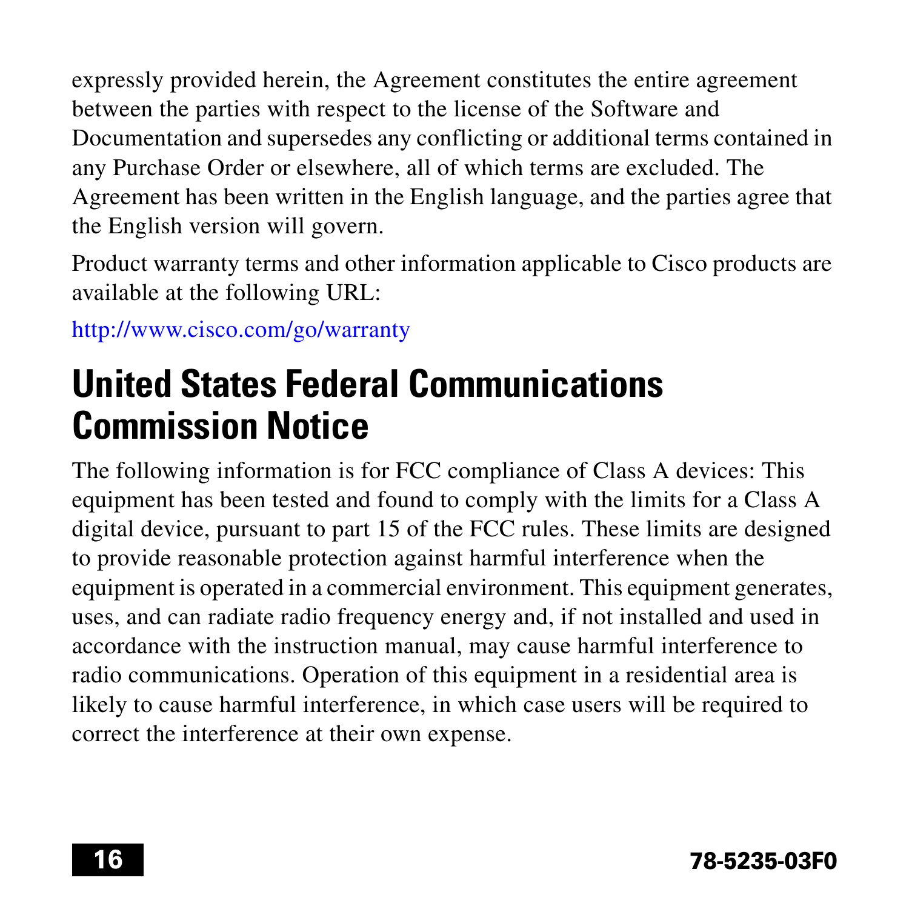expressly provided herein, the Agreement constitutes the entire agreement between the parties with respect to the license of the Software and Documentation and supersedes any conflicting or additional terms contained in any Purchase Order or elsewhere, all of which terms are excluded. The Agreement has been written in the English language, and the parties agree that the English version will govern.

Product warranty terms and other information applicable to Cisco products are available at the following URL:

http://www.cisco.com/go/warranty

# United States Federal Communications Commission Notice

The following information is for FCC compliance of Class A devices: This equipment has been tested and found to comply with the limits for a Class A digital device, pursuant to part 15 of the FCC rules. These limits are designed to provide reasonable protection against harmful interference when the equipment is operated in a commercial environment. This equipment generates, uses, and can radiate radio frequency energy and, if not installed and used in accordance with the instruction manual, may cause harmful interference to radio communications. Operation of this equipment in a residential area is likely to cause harmful interference, in which case users will be required to correct the interference at their own expense.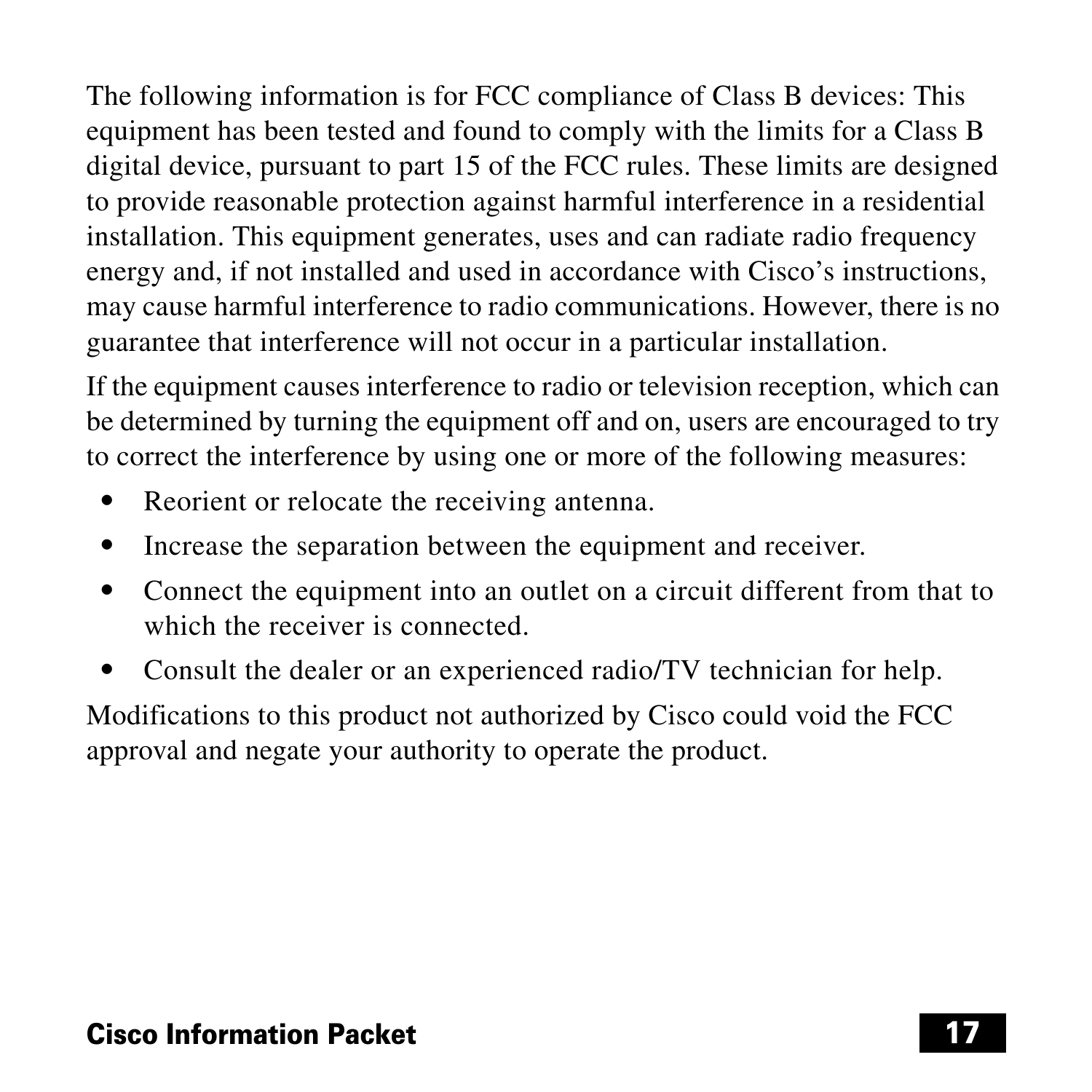The following information is for FCC compliance of Class B devices: This equipment has been tested and found to comply with the limits for a Class B digital device, pursuant to part 15 of the FCC rules. These limits are designed to provide reasonable protection against harmful interference in a residential installation. This equipment generates, uses and can radiate radio frequency energy and, if not installed and used in accordance with Cisco's instructions, may cause harmful interference to radio communications. However, there is no guarantee that interference will not occur in a particular installation.

If the equipment causes interference to radio or television reception, which can be determined by turning the equipment off and on, users are encouraged to try to correct the interference by using one or more of the following measures:

- Reorient or relocate the receiving antenna.
- Increase the separation between the equipment and receiver.
- Connect the equipment into an outlet on a circuit different from that to which the receiver is connected.
- Consult the dealer or an experienced radio/TV technician for help.

Modifications to this product not authorized by Cisco could void the FCC approval and negate your authority to operate the product.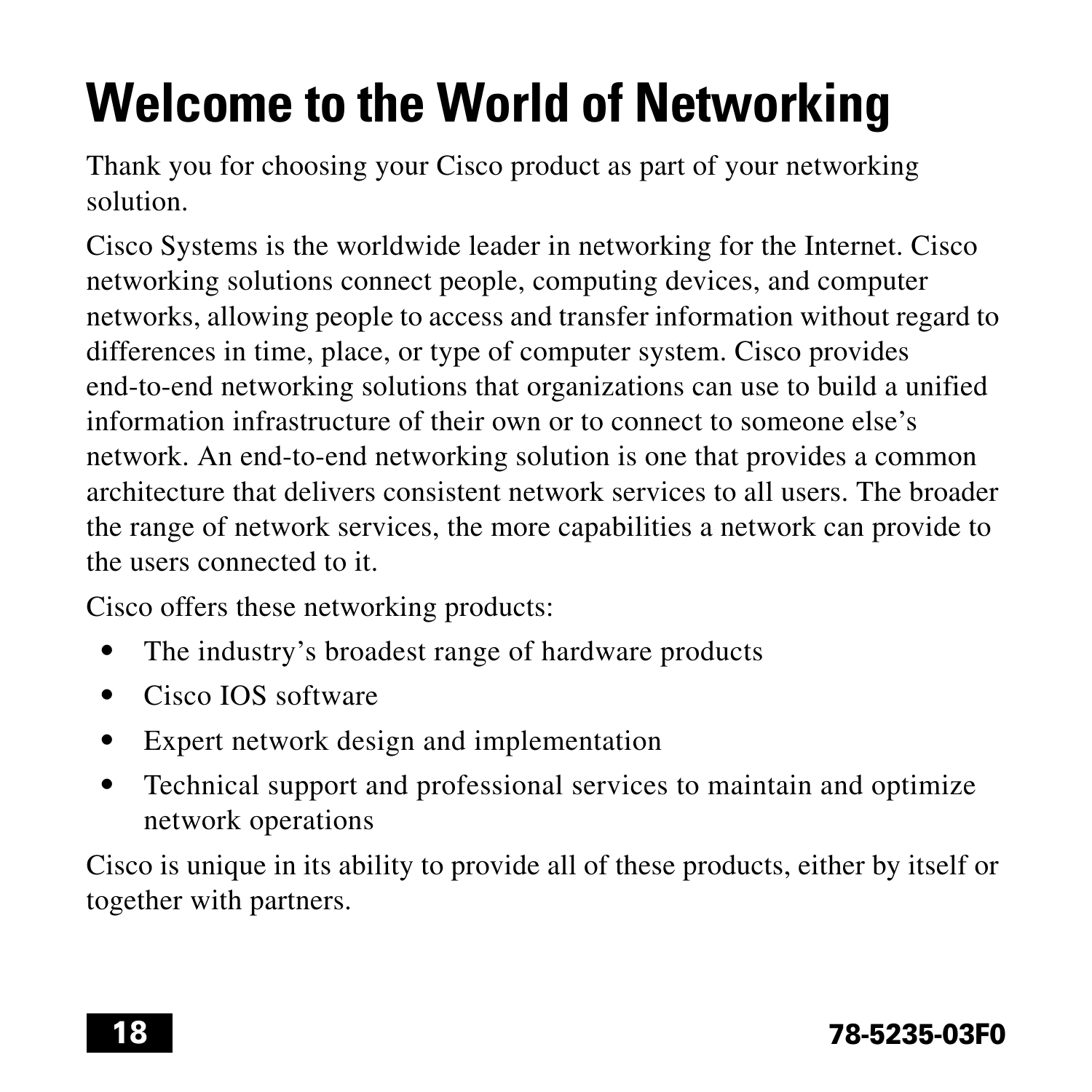# Welcome to the World of Networking

Thank you for choosing your Cisco product as part of your networking solution.

Cisco Systems is the worldwide leader in networking for the Internet. Cisco networking solutions connect people, computing devices, and computer networks, allowing people to access and transfer information without regard to differences in time, place, or type of computer system. Cisco provides end-to-end networking solutions that organizations can use to build a unified information infrastructure of their own or to connect to someone else's network. An end-to-end networking solution is one that provides a common architecture that delivers consistent network services to all users. The broader the range of network services, the more capabilities a network can provide to the users connected to it.

Cisco offers these networking products:

- The industry's broadest range of hardware products
- Cisco IOS software
- Expert network design and implementation
- Technical support and professional services to maintain and optimize network operations

Cisco is unique in its ability to provide all of these products, either by itself or together with partners.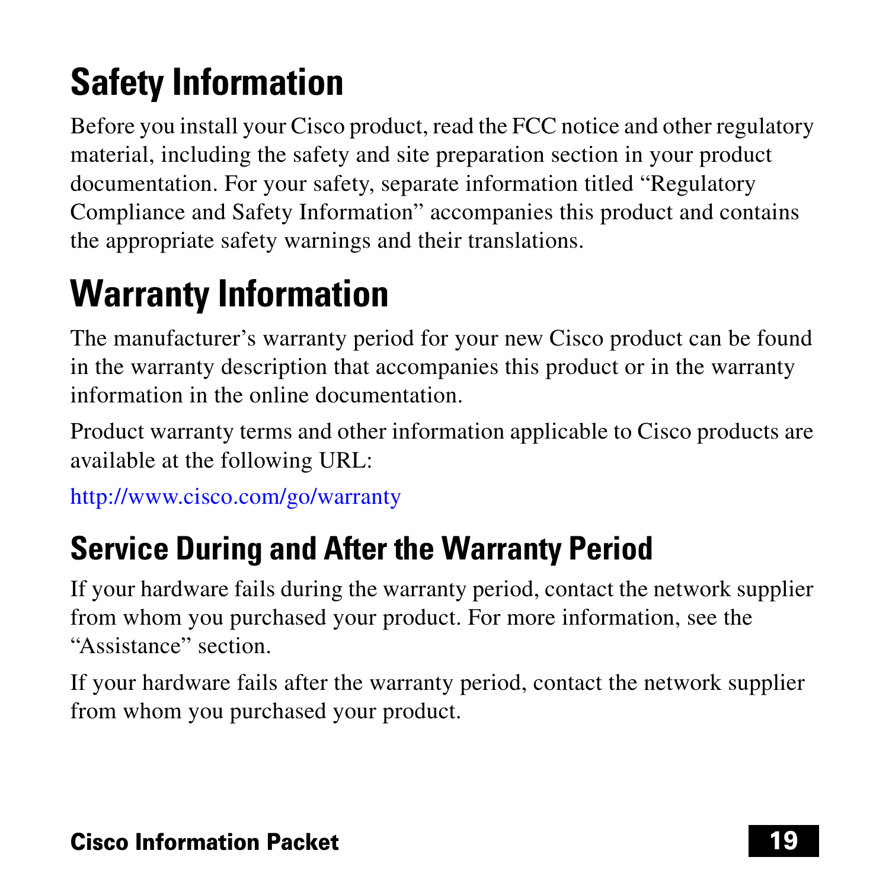# Safety Information

Before you install your Cisco product, read the FCC notice and other regulatory material, including the safety and site preparation section in your product documentation. For your safety, separate information titled "Regulatory Compliance and Safety Information" accompanies this product and contains the appropriate safety warnings and their translations.

# Warranty Information

The manufacturer's warranty period for your new Cisco product can be found in the warranty description that accompanies this product or in the warranty information in the online documentation.

Product warranty terms and other information applicable to Cisco products are available at the following URL:

http://www.cisco.com/go/warranty

## Service During and After the Warranty Period

If your hardware fails during the warranty period, contact the network supplier from whom you purchased your product. For more information, see the "Assistance" section.

If your hardware fails after the warranty period, contact the network supplier from whom you purchased your product.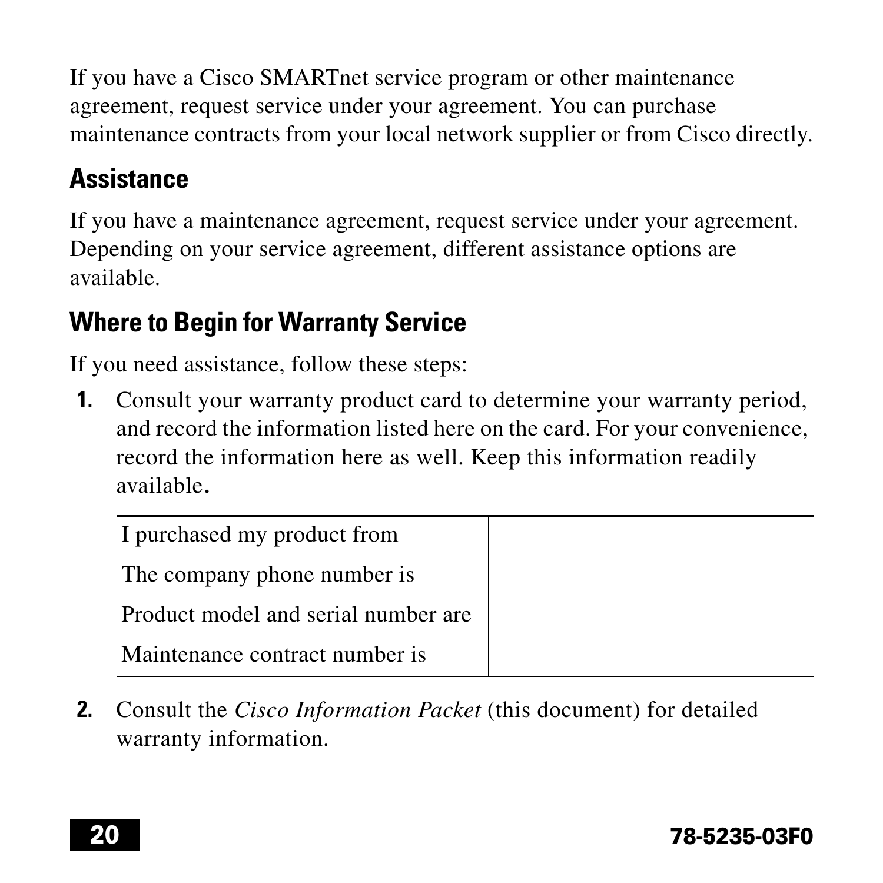If you have a Cisco SMARTnet service program or other maintenance agreement, request service under your agreement. You can purchase maintenance contracts from your local network supplier or from Cisco directly.

## Assistance

If you have a maintenance agreement, request service under your agreement. Depending on your service agreement, different assistance options are available.

## Where to Begin for Warranty Service

If you need assistance, follow these steps:

1. Consult your warranty product card to determine your warranty period, and record the information listed here on the card. For your convenience, record the information here as well. Keep this information readily available.

| | |
|---|---|
| I purchased my product from | |
| The company phone number is | |
| Product model and serial number are | |
| Maintenance contract number is | |

2. Consult the *Cisco Information Packet* (this document) for detailed warranty information.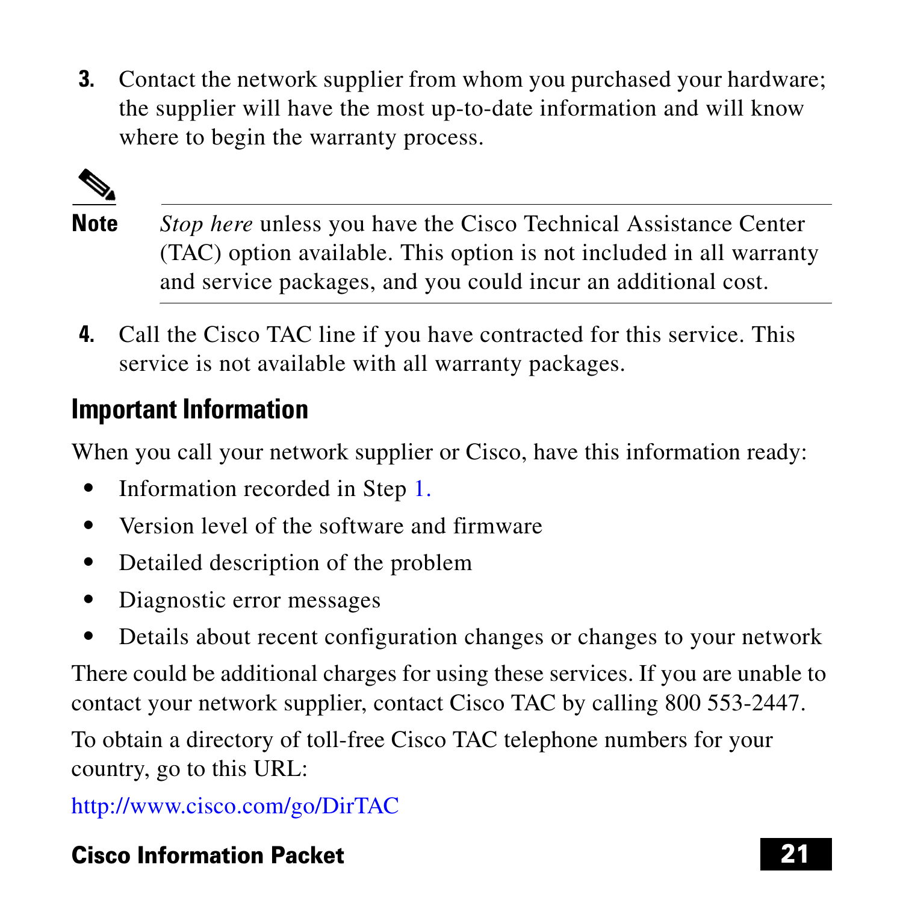3. Contact the network supplier from whom you purchased your hardware; the supplier will have the most up-to-date information and will know where to begin the warranty process.

**Note** *Stop here* unless you have the Cisco Technical Assistance Center (TAC) option available. This option is not included in all warranty and service packages, and you could incur an additional cost.

4. Call the Cisco TAC line if you have contracted for this service. This service is not available with all warranty packages.

## Important Information

When you call your network supplier or Cisco, have this information ready:

- Information recorded in Step 1.
- Version level of the software and firmware
- Detailed description of the problem
- Diagnostic error messages
- Details about recent configuration changes or changes to your network

There could be additional charges for using these services. If you are unable to contact your network supplier, contact Cisco TAC by calling 800 553-2447.

To obtain a directory of toll-free Cisco TAC telephone numbers for your country, go to this URL:

http://www.cisco.com/go/DirTAC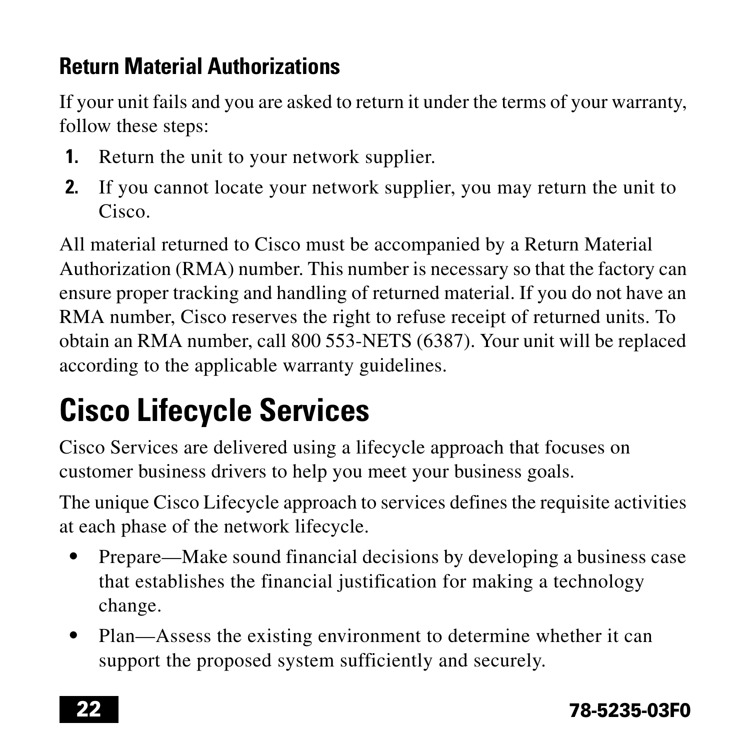### Return Material Authorizations

If your unit fails and you are asked to return it under the terms of your warranty, follow these steps:

1. Return the unit to your network supplier.
2. If you cannot locate your network supplier, you may return the unit to Cisco.

All material returned to Cisco must be accompanied by a Return Material Authorization (RMA) number. This number is necessary so that the factory can ensure proper tracking and handling of returned material. If you do not have an RMA number, Cisco reserves the right to refuse receipt of returned units. To obtain an RMA number, call 800 553-NETS (6387). Your unit will be replaced according to the applicable warranty guidelines.

## Cisco Lifecycle Services

Cisco Services are delivered using a lifecycle approach that focuses on customer business drivers to help you meet your business goals.

The unique Cisco Lifecycle approach to services defines the requisite activities at each phase of the network lifecycle.

- Prepare—Make sound financial decisions by developing a business case that establishes the financial justification for making a technology change.
- Plan—Assess the existing environment to determine whether it can support the proposed system sufficiently and securely.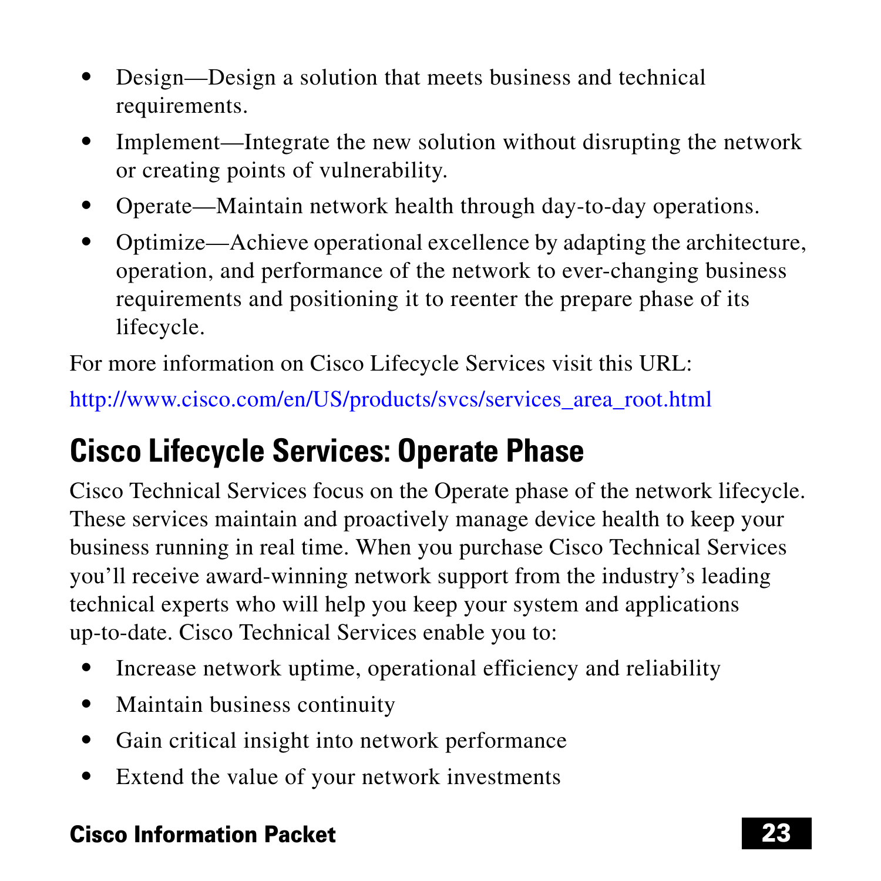- Design—Design a solution that meets business and technical requirements.
- Implement—Integrate the new solution without disrupting the network or creating points of vulnerability.
- Operate—Maintain network health through day-to-day operations.
- Optimize—Achieve operational excellence by adapting the architecture, operation, and performance of the network to ever-changing business requirements and positioning it to reenter the prepare phase of its lifecycle.

For more information on Cisco Lifecycle Services visit this URL:

http://www.cisco.com/en/US/products/svcs/services_area_root.html

## Cisco Lifecycle Services: Operate Phase

Cisco Technical Services focus on the Operate phase of the network lifecycle. These services maintain and proactively manage device health to keep your business running in real time. When you purchase Cisco Technical Services you'll receive award-winning network support from the industry's leading technical experts who will help you keep your system and applications up-to-date. Cisco Technical Services enable you to:

- Increase network uptime, operational efficiency and reliability
- Maintain business continuity
- Gain critical insight into network performance
- Extend the value of your network investments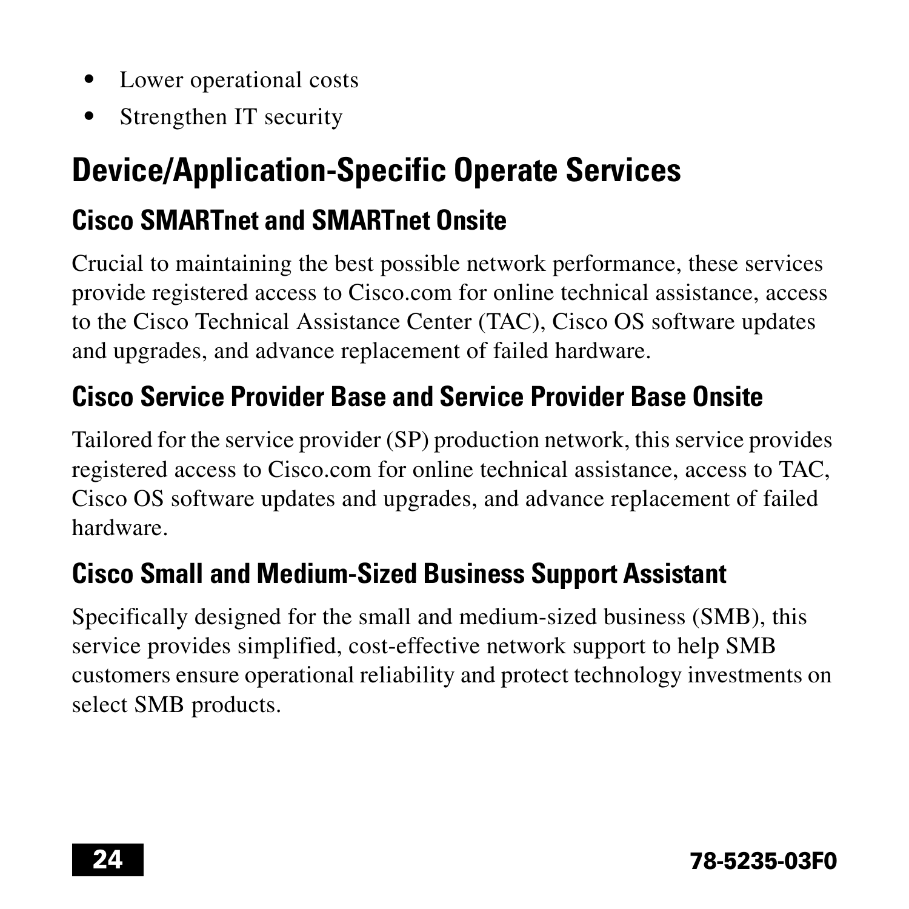- Lower operational costs
- Strengthen IT security

## Device/Application-Specific Operate Services

### Cisco SMARTnet and SMARTnet Onsite

Crucial to maintaining the best possible network performance, these services provide registered access to Cisco.com for online technical assistance, access to the Cisco Technical Assistance Center (TAC), Cisco OS software updates and upgrades, and advance replacement of failed hardware.

### Cisco Service Provider Base and Service Provider Base Onsite

Tailored for the service provider (SP) production network, this service provides registered access to Cisco.com for online technical assistance, access to TAC, Cisco OS software updates and upgrades, and advance replacement of failed hardware.

### Cisco Small and Medium-Sized Business Support Assistant

Specifically designed for the small and medium-sized business (SMB), this service provides simplified, cost-effective network support to help SMB customers ensure operational reliability and protect technology investments on select SMB products.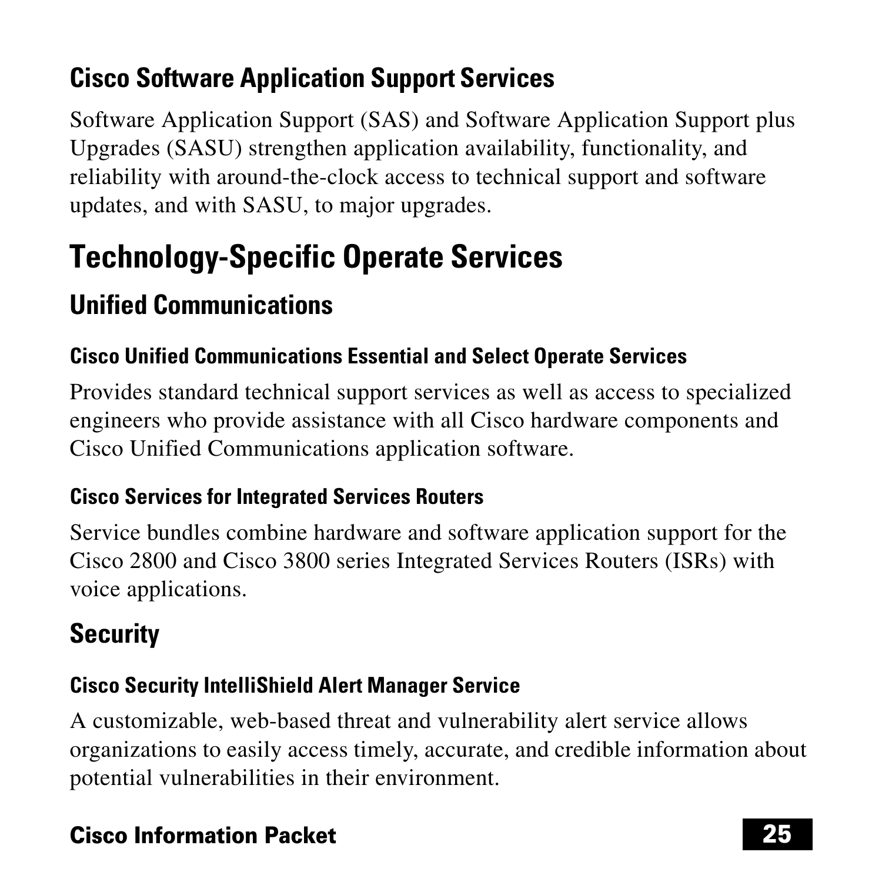### Cisco Software Application Support Services

Software Application Support (SAS) and Software Application Support plus Upgrades (SASU) strengthen application availability, functionality, and reliability with around-the-clock access to technical support and software updates, and with SASU, to major upgrades.

## Technology-Specific Operate Services

### Unified Communications

#### Cisco Unified Communications Essential and Select Operate Services

Provides standard technical support services as well as access to specialized engineers who provide assistance with all Cisco hardware components and Cisco Unified Communications application software.

#### Cisco Services for Integrated Services Routers

Service bundles combine hardware and software application support for the Cisco 2800 and Cisco 3800 series Integrated Services Routers (ISRs) with voice applications.

### Security

#### Cisco Security IntelliShield Alert Manager Service

A customizable, web-based threat and vulnerability alert service allows organizations to easily access timely, accurate, and credible information about potential vulnerabilities in their environment.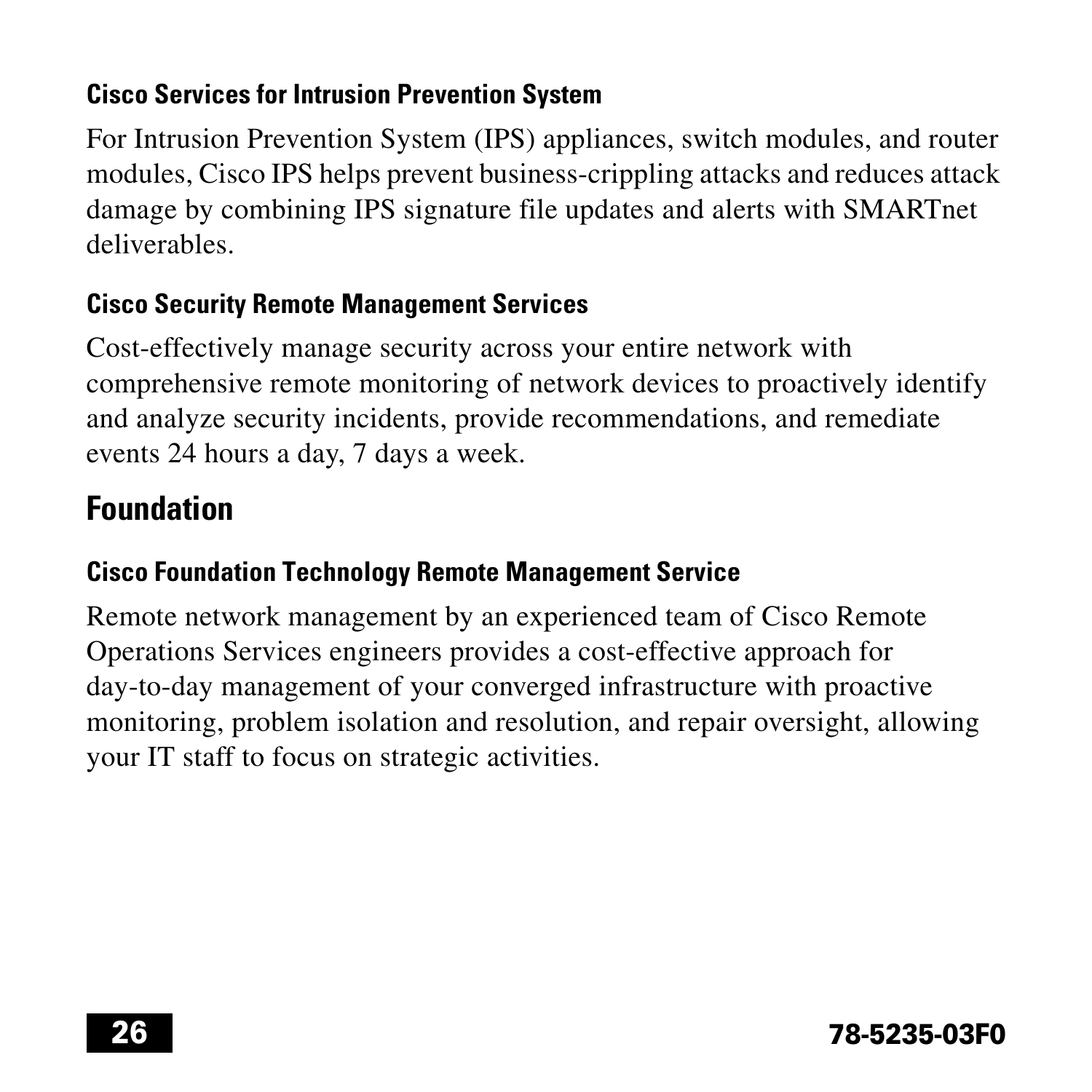### Cisco Services for Intrusion Prevention System

For Intrusion Prevention System (IPS) appliances, switch modules, and router modules, Cisco IPS helps prevent business-crippling attacks and reduces attack damage by combining IPS signature file updates and alerts with SMARTnet deliverables.

### Cisco Security Remote Management Services

Cost-effectively manage security across your entire network with comprehensive remote monitoring of network devices to proactively identify and analyze security incidents, provide recommendations, and remediate events 24 hours a day, 7 days a week.

## Foundation

### Cisco Foundation Technology Remote Management Service

Remote network management by an experienced team of Cisco Remote Operations Services engineers provides a cost-effective approach for day-to-day management of your converged infrastructure with proactive monitoring, problem isolation and resolution, and repair oversight, allowing your IT staff to focus on strategic activities.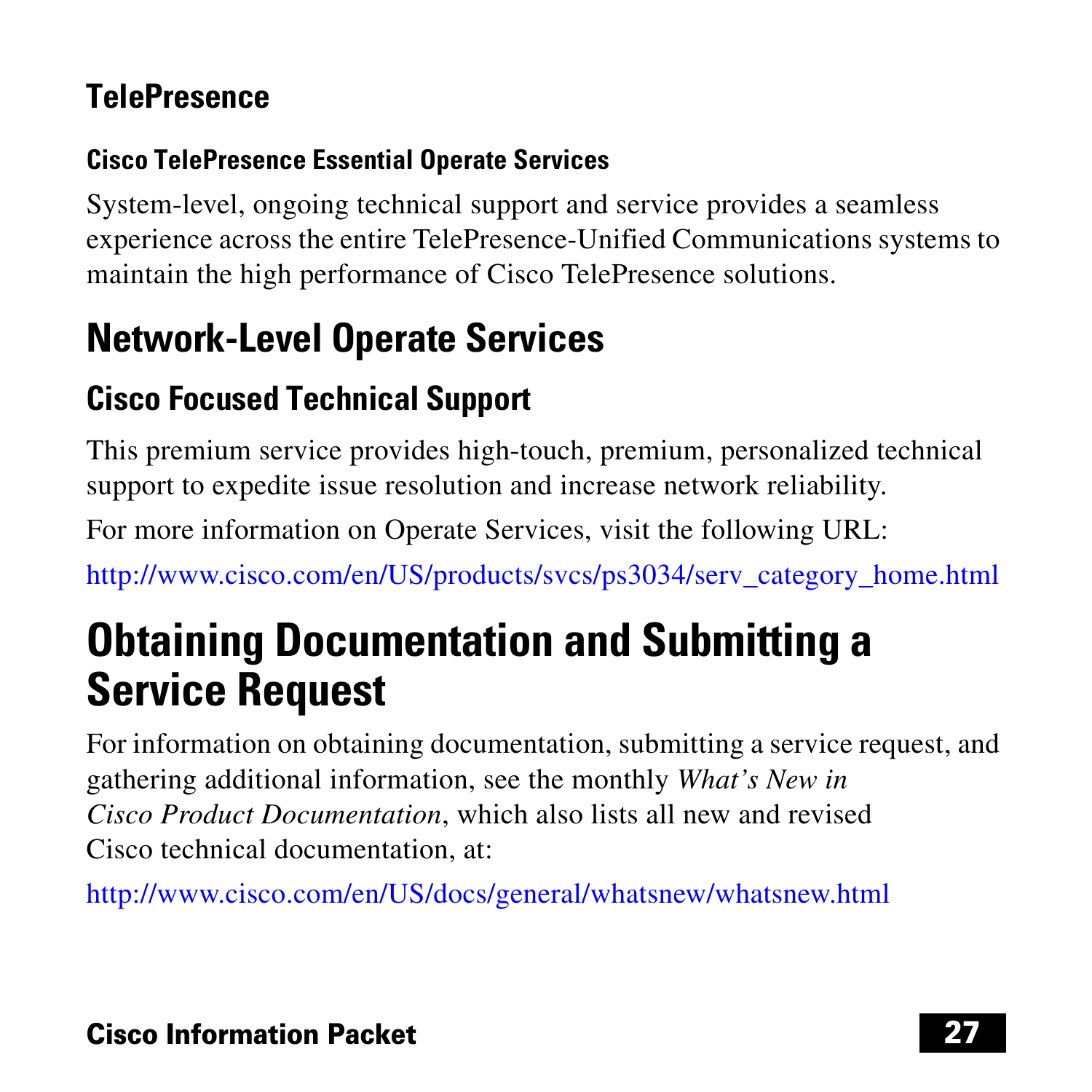### TelePresence

#### Cisco TelePresence Essential Operate Services

System-level, ongoing technical support and service provides a seamless experience across the entire TelePresence-Unified Communications systems to maintain the high performance of Cisco TelePresence solutions.

## Network-Level Operate Services

### Cisco Focused Technical Support

This premium service provides high-touch, premium, personalized technical support to expedite issue resolution and increase network reliability.

For more information on Operate Services, visit the following URL:

http://www.cisco.com/en/US/products/svcs/ps3034/serv_category_home.html

# Obtaining Documentation and Submitting a Service Request

For information on obtaining documentation, submitting a service request, and gathering additional information, see the monthly *What's New in Cisco Product Documentation*, which also lists all new and revised Cisco technical documentation, at:

http://www.cisco.com/en/US/docs/general/whatsnew/whatsnew.html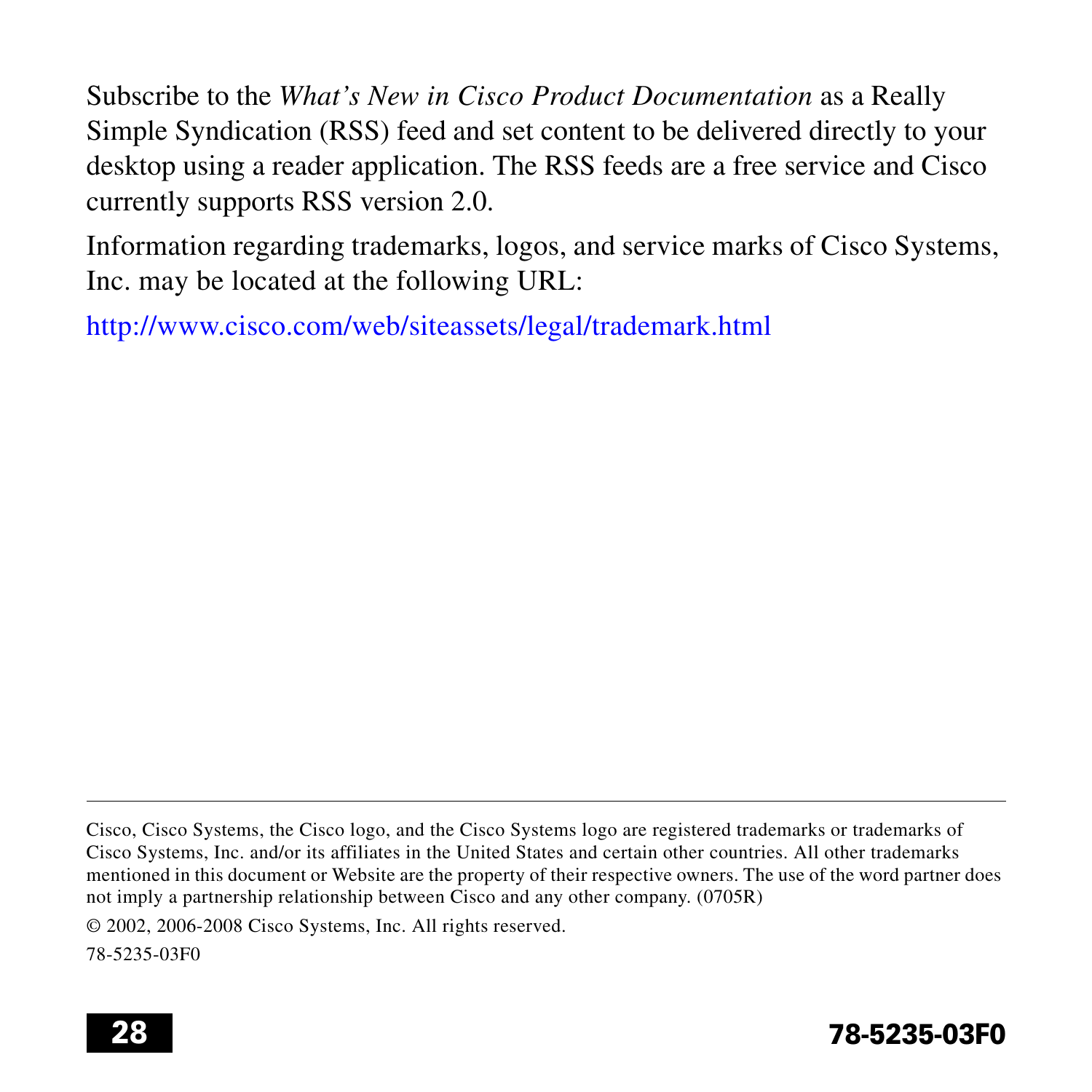Subscribe to the *What's New in Cisco Product Documentation* as a Really Simple Syndication (RSS) feed and set content to be delivered directly to your desktop using a reader application. The RSS feeds are a free service and Cisco currently supports RSS version 2.0.

Information regarding trademarks, logos, and service marks of Cisco Systems, Inc. may be located at the following URL:

http://www.cisco.com/web/siteassets/legal/trademark.html

---

Cisco, Cisco Systems, the Cisco logo, and the Cisco Systems logo are registered trademarks or trademarks of Cisco Systems, Inc. and/or its affiliates in the United States and certain other countries. All other trademarks mentioned in this document or Website are the property of their respective owners. The use of the word partner does not imply a partnership relationship between Cisco and any other company. (0705R)

© 2002, 2006-2008 Cisco Systems, Inc. All rights reserved.

78-5235-03F0